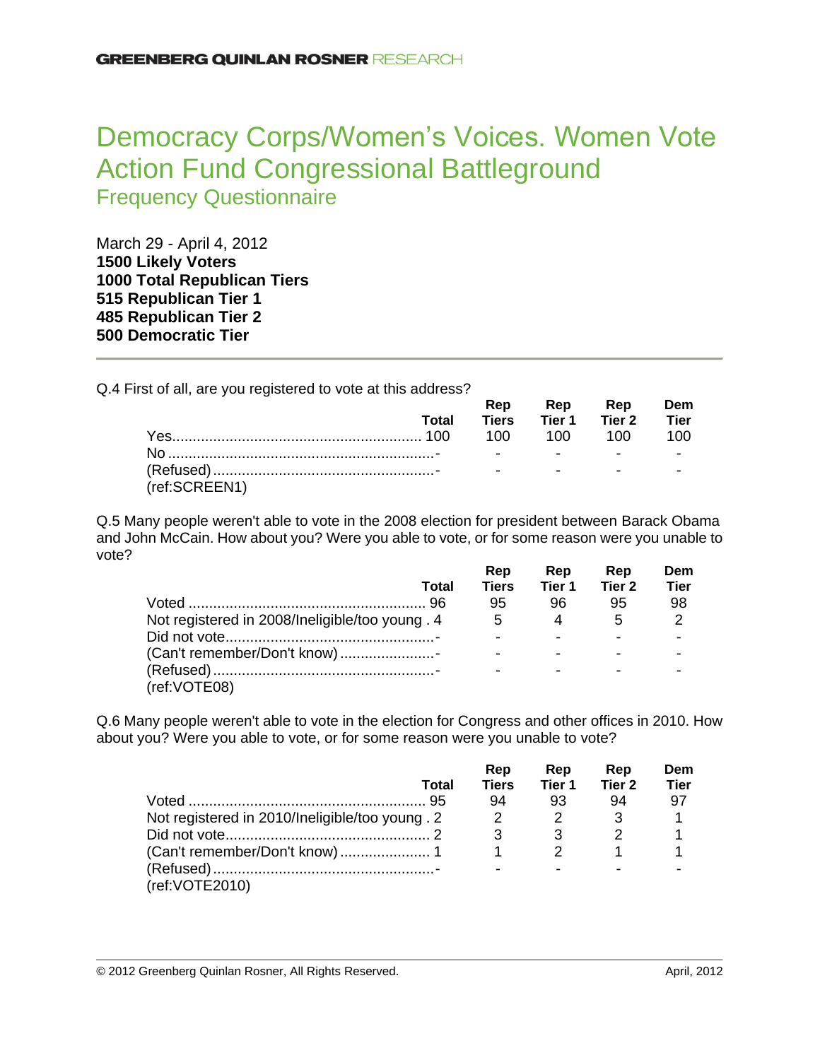# Democracy Corps/Women's Voices. Women Vote Action Fund Congressional Battleground

## Frequency Questionnaire

March 29 - April 4, 2012
**1500 Likely Voters**
**1000 Total Republican Tiers**
**515 Republican Tier 1**
**485 Republican Tier 2**
**500 Democratic Tier**

---

Q.4 First of all, are you registered to vote at this address?

| | Total | Rep Tiers | Rep Tier 1 | Rep Tier 2 | Dem Tier |
|---|---|---|---|---|---|
| Yes | 100 | 100 | 100 | 100 | 100 |
| No | - | - | - | - | - |
| (Refused) | - | - | - | - | - |

(ref:SCREEN1)

Q.5 Many people weren't able to vote in the 2008 election for president between Barack Obama and John McCain. How about you? Were you able to vote, or for some reason were you unable to vote?

| | Total | Rep Tiers | Rep Tier 1 | Rep Tier 2 | Dem Tier |
|---|---|---|---|---|---|
| Voted | 96 | 95 | 96 | 95 | 98 |
| Not registered in 2008/Ineligible/too young | 4 | 5 | 4 | 5 | 2 |
| Did not vote | - | - | - | - | - |
| (Can't remember/Don't know) | - | - | - | - | - |
| (Refused) | - | - | - | - | - |

(ref:VOTE08)

Q.6 Many people weren't able to vote in the election for Congress and other offices in 2010. How about you? Were you able to vote, or for some reason were you unable to vote?

| | Total | Rep Tiers | Rep Tier 1 | Rep Tier 2 | Dem Tier |
|---|---|---|---|---|---|
| Voted | 95 | 94 | 93 | 94 | 97 |
| Not registered in 2010/Ineligible/too young | 2 | 2 | 2 | 3 | 1 |
| Did not vote | 2 | 3 | 3 | 2 | 1 |
| (Can't remember/Don't know) | 1 | 1 | 2 | 1 | 1 |
| (Refused) | - | - | - | - | - |

(ref:VOTE2010)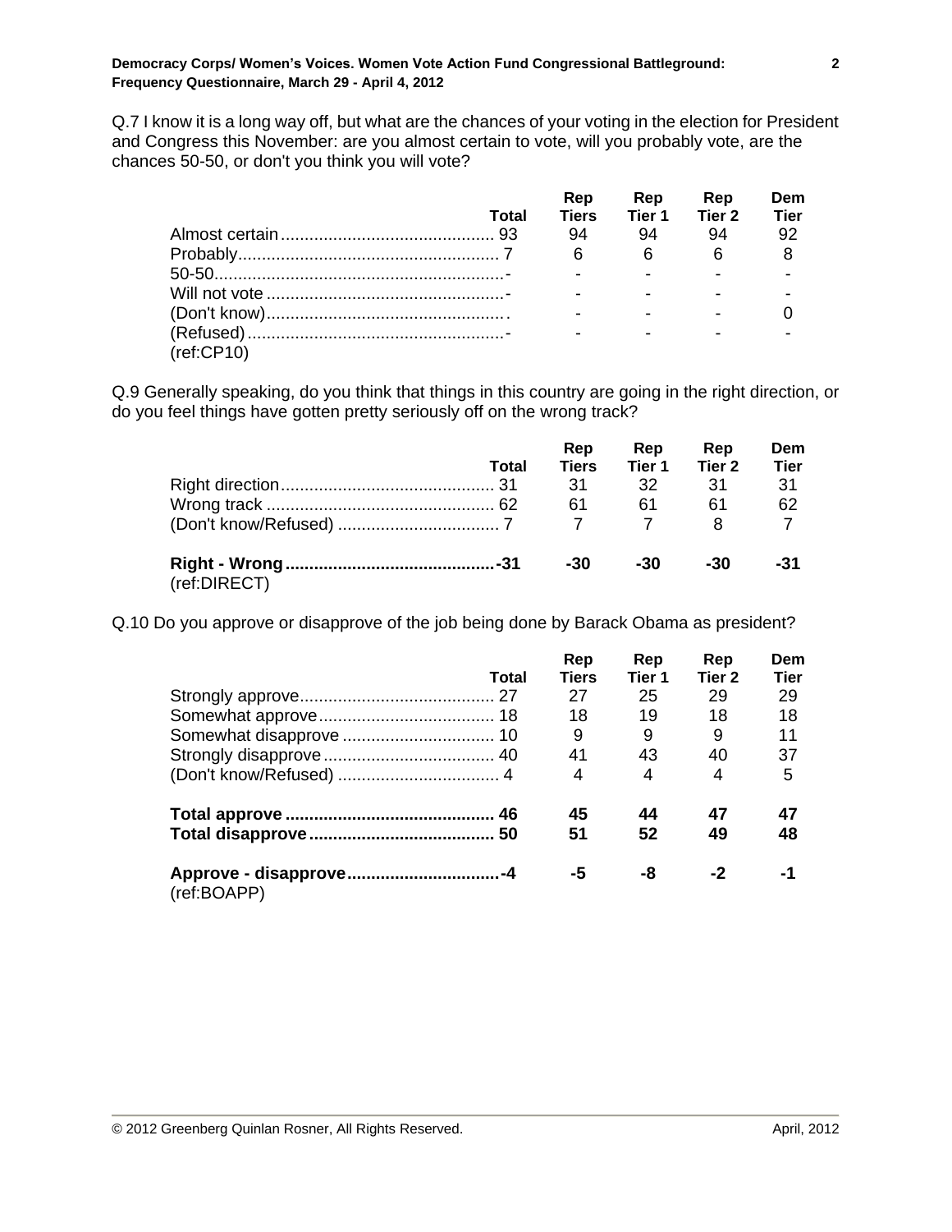Q.7 I know it is a long way off, but what are the chances of your voting in the election for President and Congress this November: are you almost certain to vote, will you probably vote, are the chances 50-50, or don't you think you will vote?

| | Total | Rep Tiers | Rep Tier 1 | Rep Tier 2 | Dem Tier |
|---|---|---|---|---|---|
| Almost certain | 93 | 94 | 94 | 94 | 92 |
| Probably | 7 | 6 | 6 | 6 | 8 |
| 50-50 | - | - | - | - | - |
| Will not vote | - | - | - | - | - |
| (Don't know) | . | - | - | - | 0 |
| (Refused) | - | - | - | - | - |

(ref:CP10)

Q.9 Generally speaking, do you think that things in this country are going in the right direction, or do you feel things have gotten pretty seriously off on the wrong track?

| | Total | Rep Tiers | Rep Tier 1 | Rep Tier 2 | Dem Tier |
|---|---|---|---|---|---|
| Right direction | 31 | 31 | 32 | 31 | 31 |
| Wrong track | 62 | 61 | 61 | 61 | 62 |
| (Don't know/Refused) | 7 | 7 | 7 | 8 | 7 |
| **Right - Wrong** | **-31** | **-30** | **-30** | **-30** | **-31** |

(ref:DIRECT)

Q.10 Do you approve or disapprove of the job being done by Barack Obama as president?

| | Total | Rep Tiers | Rep Tier 1 | Rep Tier 2 | Dem Tier |
|---|---|---|---|---|---|
| Strongly approve | 27 | 27 | 25 | 29 | 29 |
| Somewhat approve | 18 | 18 | 19 | 18 | 18 |
| Somewhat disapprove | 10 | 9 | 9 | 9 | 11 |
| Strongly disapprove | 40 | 41 | 43 | 40 | 37 |
| (Don't know/Refused) | 4 | 4 | 4 | 4 | 5 |
| **Total approve** | **46** | **45** | **44** | **47** | **47** |
| **Total disapprove** | **50** | **51** | **52** | **49** | **48** |
| **Approve - disapprove** | **-4** | **-5** | **-8** | **-2** | **-1** |

(ref:BOAPP)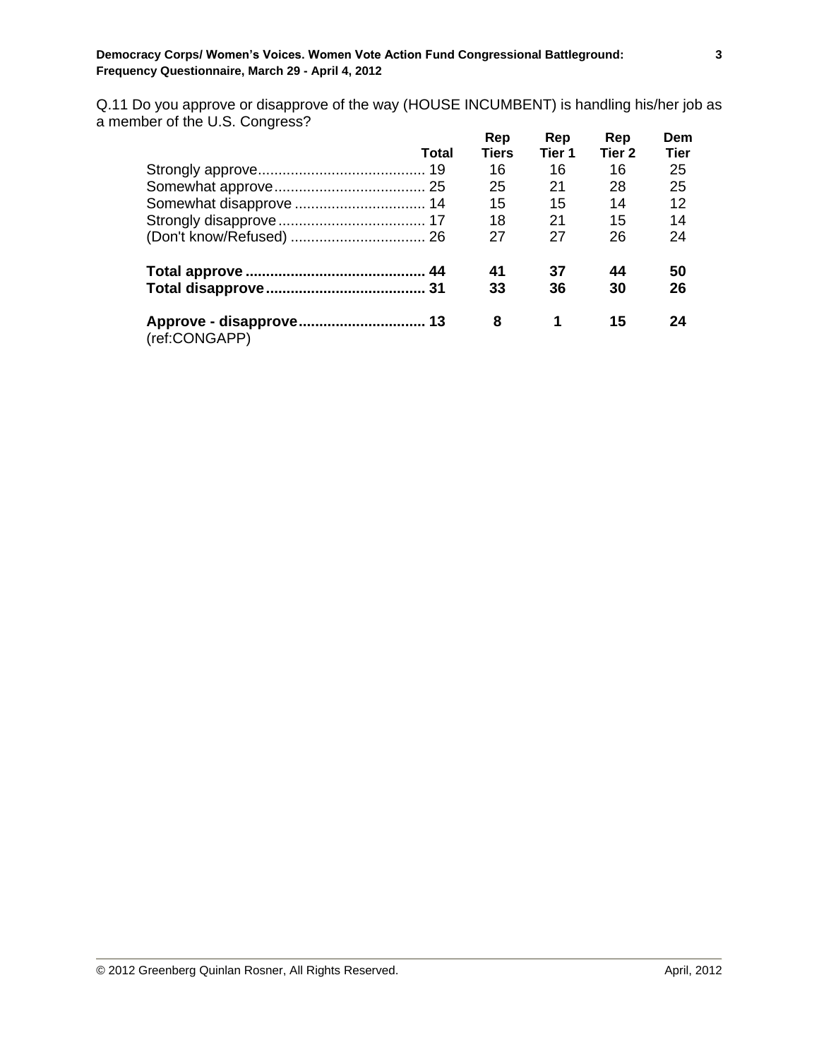Q.11 Do you approve or disapprove of the way (HOUSE INCUMBENT) is handling his/her job as a member of the U.S. Congress?

| | Total | Rep Tiers | Rep Tier 1 | Rep Tier 2 | Dem Tier |
|---|---|---|---|---|---|
| Strongly approve | 19 | 16 | 16 | 16 | 25 |
| Somewhat approve | 25 | 25 | 21 | 28 | 25 |
| Somewhat disapprove | 14 | 15 | 15 | 14 | 12 |
| Strongly disapprove | 17 | 18 | 21 | 15 | 14 |
| (Don't know/Refused) | 26 | 27 | 27 | 26 | 24 |
| **Total approve** | **44** | **41** | **37** | **44** | **50** |
| **Total disapprove** | **31** | **33** | **36** | **30** | **26** |
| **Approve - disapprove** | **13** | **8** | **1** | **15** | **24** |

(ref:CONGAPP)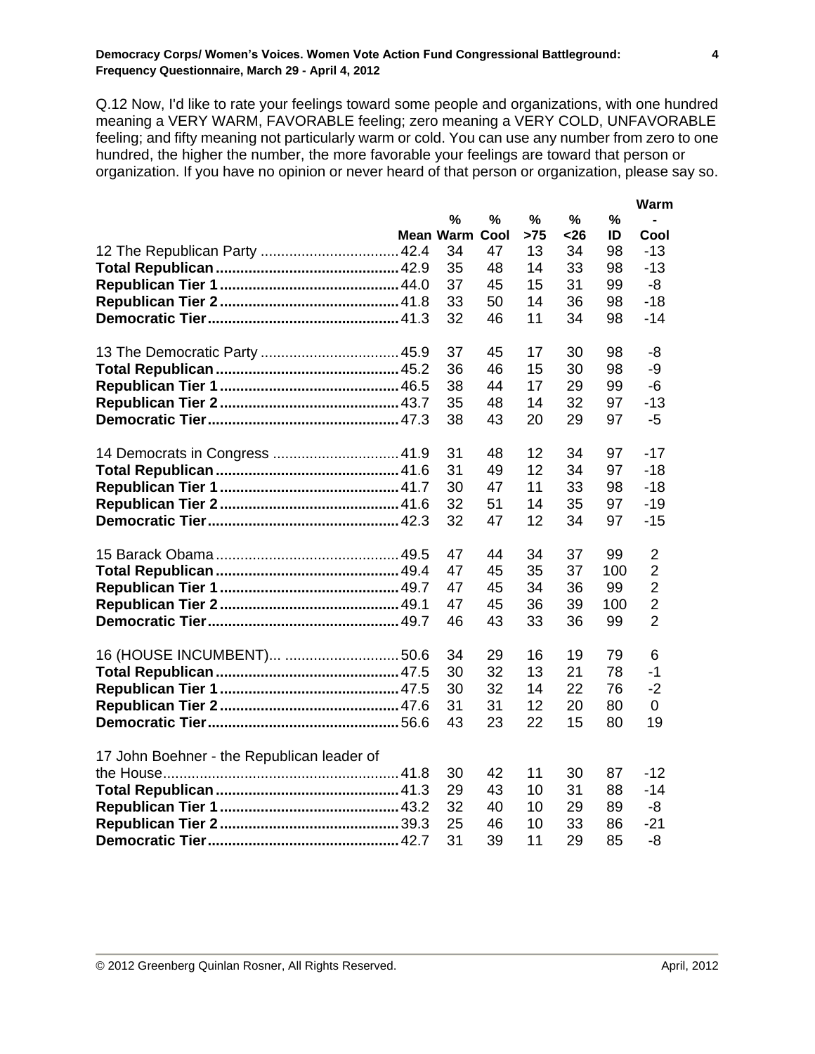Q.12 Now, I'd like to rate your feelings toward some people and organizations, with one hundred meaning a VERY WARM, FAVORABLE feeling; zero meaning a VERY COLD, UNFAVORABLE feeling; and fifty meaning not particularly warm or cold. You can use any number from zero to one hundred, the higher the number, the more favorable your feelings are toward that person or organization. If you have no opinion or never heard of that person or organization, please say so.

| | Mean | % Warm | % Cool | % >75 | % <26 | % ID | Warm - Cool |
|---|---|---|---|---|---|---|---|
| 12 The Republican Party | 42.4 | 34 | 47 | 13 | 34 | 98 | -13 |
| **Total Republican** | 42.9 | 35 | 48 | 14 | 33 | 98 | -13 |
| **Republican Tier 1** | 44.0 | 37 | 45 | 15 | 31 | 99 | -8 |
| **Republican Tier 2** | 41.8 | 33 | 50 | 14 | 36 | 98 | -18 |
| **Democratic Tier** | 41.3 | 32 | 46 | 11 | 34 | 98 | -14 |
| | | | | | | | |
| 13 The Democratic Party | 45.9 | 37 | 45 | 17 | 30 | 98 | -8 |
| **Total Republican** | 45.2 | 36 | 46 | 15 | 30 | 98 | -9 |
| **Republican Tier 1** | 46.5 | 38 | 44 | 17 | 29 | 99 | -6 |
| **Republican Tier 2** | 43.7 | 35 | 48 | 14 | 32 | 97 | -13 |
| **Democratic Tier** | 47.3 | 38 | 43 | 20 | 29 | 97 | -5 |
| | | | | | | | |
| 14 Democrats in Congress | 41.9 | 31 | 48 | 12 | 34 | 97 | -17 |
| **Total Republican** | 41.6 | 31 | 49 | 12 | 34 | 97 | -18 |
| **Republican Tier 1** | 41.7 | 30 | 47 | 11 | 33 | 98 | -18 |
| **Republican Tier 2** | 41.6 | 32 | 51 | 14 | 35 | 97 | -19 |
| **Democratic Tier** | 42.3 | 32 | 47 | 12 | 34 | 97 | -15 |
| | | | | | | | |
| 15 Barack Obama | 49.5 | 47 | 44 | 34 | 37 | 99 | 2 |
| **Total Republican** | 49.4 | 47 | 45 | 35 | 37 | 100 | 2 |
| **Republican Tier 1** | 49.7 | 47 | 45 | 34 | 36 | 99 | 2 |
| **Republican Tier 2** | 49.1 | 47 | 45 | 36 | 39 | 100 | 2 |
| **Democratic Tier** | 49.7 | 46 | 43 | 33 | 36 | 99 | 2 |
| | | | | | | | |
| 16 (HOUSE INCUMBENT)... | 50.6 | 34 | 29 | 16 | 19 | 79 | 6 |
| **Total Republican** | 47.5 | 30 | 32 | 13 | 21 | 78 | -1 |
| **Republican Tier 1** | 47.5 | 30 | 32 | 14 | 22 | 76 | -2 |
| **Republican Tier 2** | 47.6 | 31 | 31 | 12 | 20 | 80 | 0 |
| **Democratic Tier** | 56.6 | 43 | 23 | 22 | 15 | 80 | 19 |
| | | | | | | | |
| 17 John Boehner - the Republican leader of the House | 41.8 | 30 | 42 | 11 | 30 | 87 | -12 |
| **Total Republican** | 41.3 | 29 | 43 | 10 | 31 | 88 | -14 |
| **Republican Tier 1** | 43.2 | 32 | 40 | 10 | 29 | 89 | -8 |
| **Republican Tier 2** | 39.3 | 25 | 46 | 10 | 33 | 86 | -21 |
| **Democratic Tier** | 42.7 | 31 | 39 | 11 | 29 | 85 | -8 |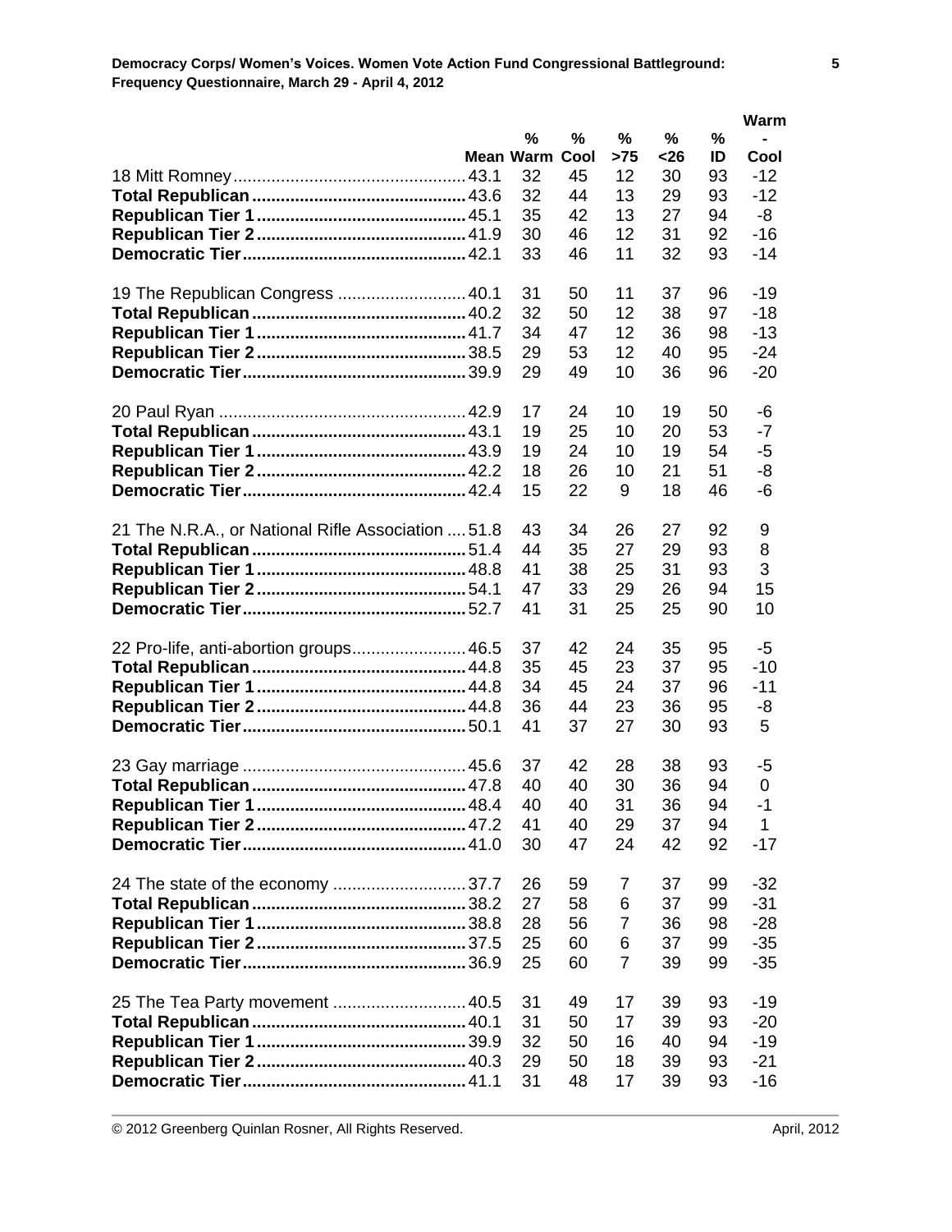|  | Mean | % Warm | % Cool | % >75 | % <26 | % ID | Warm - Cool |
|---|---|---|---|---|---|---|---|
| 18 Mitt Romney | 43.1 | 32 | 45 | 12 | 30 | 93 | -12 |
| **Total Republican** | 43.6 | 32 | 44 | 13 | 29 | 93 | -12 |
| **Republican Tier 1** | 45.1 | 35 | 42 | 13 | 27 | 94 | -8 |
| **Republican Tier 2** | 41.9 | 30 | 46 | 12 | 31 | 92 | -16 |
| **Democratic Tier** | 42.1 | 33 | 46 | 11 | 32 | 93 | -14 |
| 19 The Republican Congress | 40.1 | 31 | 50 | 11 | 37 | 96 | -19 |
| **Total Republican** | 40.2 | 32 | 50 | 12 | 38 | 97 | -18 |
| **Republican Tier 1** | 41.7 | 34 | 47 | 12 | 36 | 98 | -13 |
| **Republican Tier 2** | 38.5 | 29 | 53 | 12 | 40 | 95 | -24 |
| **Democratic Tier** | 39.9 | 29 | 49 | 10 | 36 | 96 | -20 |
| 20 Paul Ryan | 42.9 | 17 | 24 | 10 | 19 | 50 | -6 |
| **Total Republican** | 43.1 | 19 | 25 | 10 | 20 | 53 | -7 |
| **Republican Tier 1** | 43.9 | 19 | 24 | 10 | 19 | 54 | -5 |
| **Republican Tier 2** | 42.2 | 18 | 26 | 10 | 21 | 51 | -8 |
| **Democratic Tier** | 42.4 | 15 | 22 | 9 | 18 | 46 | -6 |
| 21 The N.R.A., or National Rifle Association | 51.8 | 43 | 34 | 26 | 27 | 92 | 9 |
| **Total Republican** | 51.4 | 44 | 35 | 27 | 29 | 93 | 8 |
| **Republican Tier 1** | 48.8 | 41 | 38 | 25 | 31 | 93 | 3 |
| **Republican Tier 2** | 54.1 | 47 | 33 | 29 | 26 | 94 | 15 |
| **Democratic Tier** | 52.7 | 41 | 31 | 25 | 25 | 90 | 10 |
| 22 Pro-life, anti-abortion groups | 46.5 | 37 | 42 | 24 | 35 | 95 | -5 |
| **Total Republican** | 44.8 | 35 | 45 | 23 | 37 | 95 | -10 |
| **Republican Tier 1** | 44.8 | 34 | 45 | 24 | 37 | 96 | -11 |
| **Republican Tier 2** | 44.8 | 36 | 44 | 23 | 36 | 95 | -8 |
| **Democratic Tier** | 50.1 | 41 | 37 | 27 | 30 | 93 | 5 |
| 23 Gay marriage | 45.6 | 37 | 42 | 28 | 38 | 93 | -5 |
| **Total Republican** | 47.8 | 40 | 40 | 30 | 36 | 94 | 0 |
| **Republican Tier 1** | 48.4 | 40 | 40 | 31 | 36 | 94 | -1 |
| **Republican Tier 2** | 47.2 | 41 | 40 | 29 | 37 | 94 | 1 |
| **Democratic Tier** | 41.0 | 30 | 47 | 24 | 42 | 92 | -17 |
| 24 The state of the economy | 37.7 | 26 | 59 | 7 | 37 | 99 | -32 |
| **Total Republican** | 38.2 | 27 | 58 | 6 | 37 | 99 | -31 |
| **Republican Tier 1** | 38.8 | 28 | 56 | 7 | 36 | 98 | -28 |
| **Republican Tier 2** | 37.5 | 25 | 60 | 6 | 37 | 99 | -35 |
| **Democratic Tier** | 36.9 | 25 | 60 | 7 | 39 | 99 | -35 |
| 25 The Tea Party movement | 40.5 | 31 | 49 | 17 | 39 | 93 | -19 |
| **Total Republican** | 40.1 | 31 | 50 | 17 | 39 | 93 | -20 |
| **Republican Tier 1** | 39.9 | 32 | 50 | 16 | 40 | 94 | -19 |
| **Republican Tier 2** | 40.3 | 29 | 50 | 18 | 39 | 93 | -21 |
| **Democratic Tier** | 41.1 | 31 | 48 | 17 | 39 | 93 | -16 |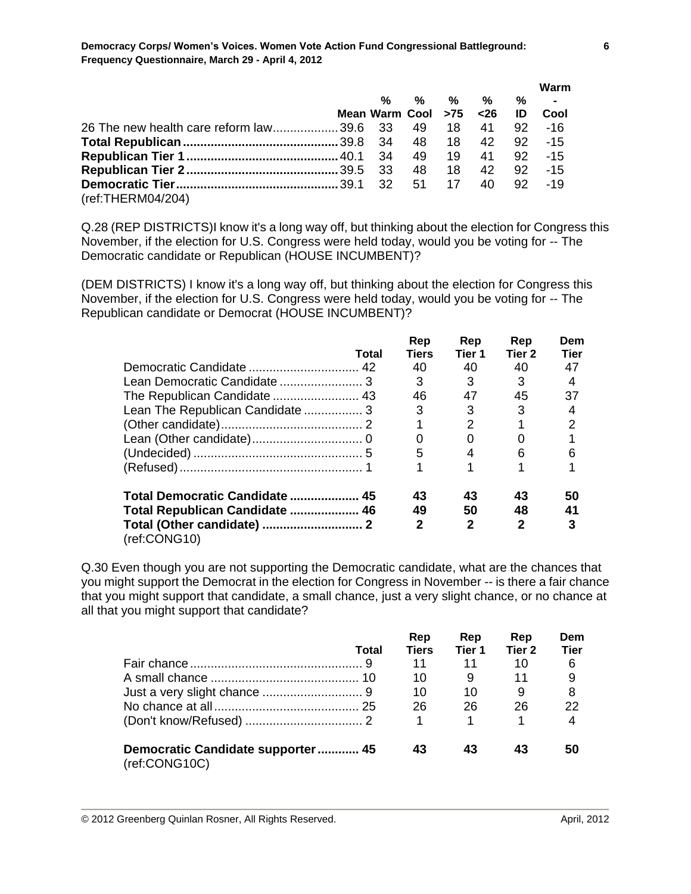| | Mean | % Warm | % Cool | % >75 | % <26 | % ID | Warm - Cool |
|---|---|---|---|---|---|---|---|
| 26 The new health care reform law | 39.6 | 33 | 49 | 18 | 41 | 92 | -16 |
| **Total Republican** | 39.8 | 34 | 48 | 18 | 42 | 92 | -15 |
| **Republican Tier 1** | 40.1 | 34 | 49 | 19 | 41 | 92 | -15 |
| **Republican Tier 2** | 39.5 | 33 | 48 | 18 | 42 | 92 | -15 |
| **Democratic Tier** | 39.1 | 32 | 51 | 17 | 40 | 92 | -19 |

(ref:THERM04/204)

Q.28 (REP DISTRICTS)I know it's a long way off, but thinking about the election for Congress this November, if the election for U.S. Congress were held today, would you be voting for -- The Democratic candidate or Republican (HOUSE INCUMBENT)?

(DEM DISTRICTS) I know it's a long way off, but thinking about the election for Congress this November, if the election for U.S. Congress were held today, would you be voting for -- The Republican candidate or Democrat (HOUSE INCUMBENT)?

| | Total | Rep Tiers | Rep Tier 1 | Rep Tier 2 | Dem Tier |
|---|---|---|---|---|---|
| Democratic Candidate | 42 | 40 | 40 | 40 | 47 |
| Lean Democratic Candidate | 3 | 3 | 3 | 3 | 4 |
| The Republican Candidate | 43 | 46 | 47 | 45 | 37 |
| Lean The Republican Candidate | 3 | 3 | 3 | 3 | 4 |
| (Other candidate) | 2 | 1 | 2 | 1 | 2 |
| Lean (Other candidate) | 0 | 0 | 0 | 0 | 1 |
| (Undecided) | 5 | 5 | 4 | 6 | 6 |
| (Refused) | 1 | 1 | 1 | 1 | 1 |
| **Total Democratic Candidate** | **45** | **43** | **43** | **43** | **50** |
| **Total Republican Candidate** | **46** | **49** | **50** | **48** | **41** |
| **Total (Other candidate)** | **2** | **2** | **2** | **2** | **3** |

(ref:CONG10)

Q.30 Even though you are not supporting the Democratic candidate, what are the chances that you might support the Democrat in the election for Congress in November -- is there a fair chance that you might support that candidate, a small chance, just a very slight chance, or no chance at all that you might support that candidate?

| | Total | Rep Tiers | Rep Tier 1 | Rep Tier 2 | Dem Tier |
|---|---|---|---|---|---|
| Fair chance | 9 | 11 | 11 | 10 | 6 |
| A small chance | 10 | 10 | 9 | 11 | 9 |
| Just a very slight chance | 9 | 10 | 10 | 9 | 8 |
| No chance at all | 25 | 26 | 26 | 26 | 22 |
| (Don't know/Refused) | 2 | 1 | 1 | 1 | 4 |
| **Democratic Candidate supporter** | **45** | **43** | **43** | **43** | **50** |

(ref:CONG10C)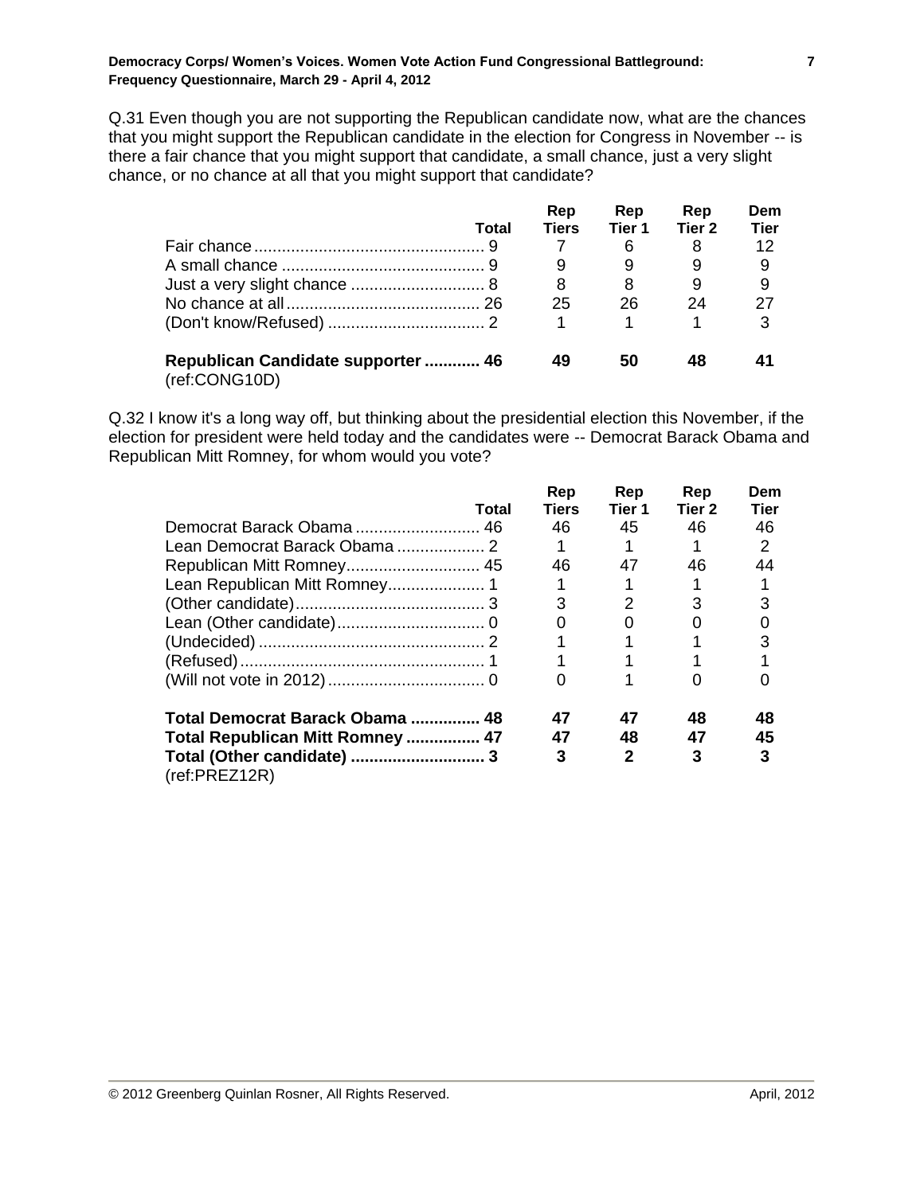Q.31 Even though you are not supporting the Republican candidate now, what are the chances that you might support the Republican candidate in the election for Congress in November -- is there a fair chance that you might support that candidate, a small chance, just a very slight chance, or no chance at all that you might support that candidate?

| | Total | Rep Tiers | Rep Tier 1 | Rep Tier 2 | Dem Tier |
|---|---|---|---|---|---|
| Fair chance | 9 | 7 | 6 | 8 | 12 |
| A small chance | 9 | 9 | 9 | 9 | 9 |
| Just a very slight chance | 8 | 8 | 8 | 9 | 9 |
| No chance at all | 26 | 25 | 26 | 24 | 27 |
| (Don't know/Refused) | 2 | 1 | 1 | 1 | 3 |
| | | | | | |
| **Republican Candidate supporter** | **46** | **49** | **50** | **48** | **41** |

(ref:CONG10D)

Q.32 I know it's a long way off, but thinking about the presidential election this November, if the election for president were held today and the candidates were -- Democrat Barack Obama and Republican Mitt Romney, for whom would you vote?

| | Total | Rep Tiers | Rep Tier 1 | Rep Tier 2 | Dem Tier |
|---|---|---|---|---|---|
| Democrat Barack Obama | 46 | 46 | 45 | 46 | 46 |
| Lean Democrat Barack Obama | 2 | 1 | 1 | 1 | 2 |
| Republican Mitt Romney | 45 | 46 | 47 | 46 | 44 |
| Lean Republican Mitt Romney | 1 | 1 | 1 | 1 | 1 |
| (Other candidate) | 3 | 3 | 2 | 3 | 3 |
| Lean (Other candidate) | 0 | 0 | 0 | 0 | 0 |
| (Undecided) | 2 | 1 | 1 | 1 | 3 |
| (Refused) | 1 | 1 | 1 | 1 | 1 |
| (Will not vote in 2012) | 0 | 0 | 1 | 0 | 0 |
| | | | | | |
| **Total Democrat Barack Obama** | **48** | **47** | **47** | **48** | **48** |
| **Total Republican Mitt Romney** | **47** | **47** | **48** | **47** | **45** |
| **Total (Other candidate)** | **3** | **3** | **2** | **3** | **3** |

(ref:PREZ12R)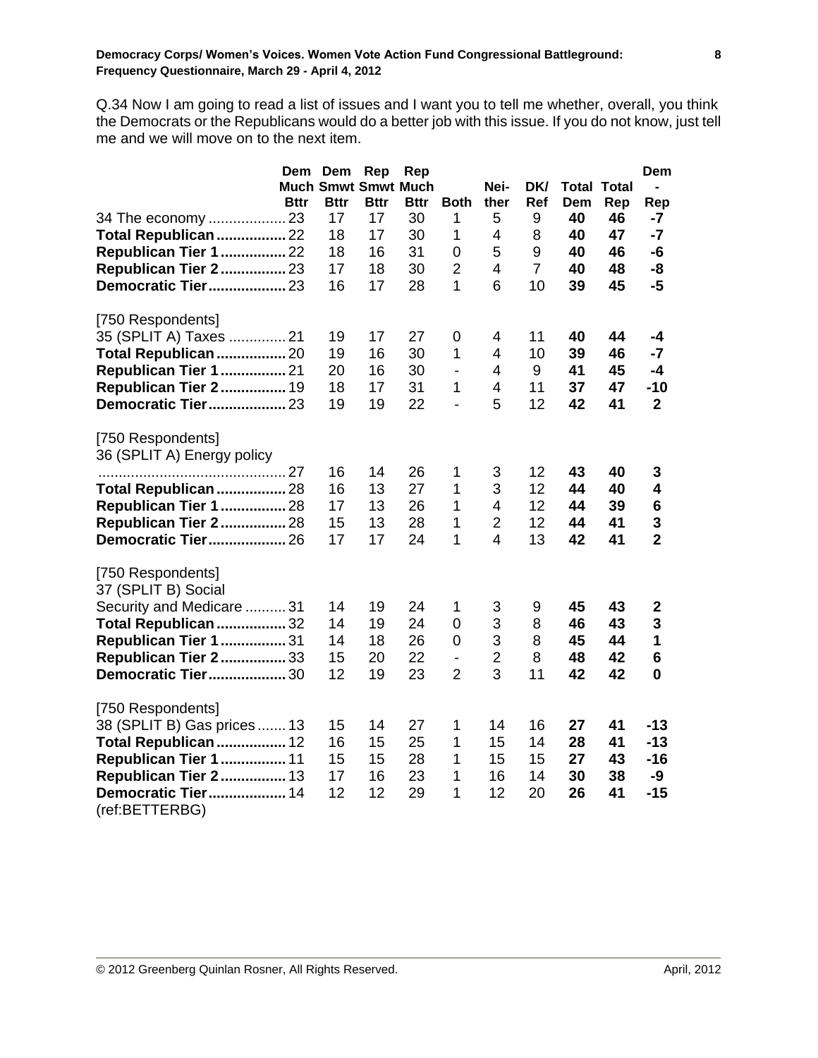Q.34 Now I am going to read a list of issues and I want you to tell me whether, overall, you think the Democrats or the Republicans would do a better job with this issue. If you do not know, just tell me and we will move on to the next item.

| | Dem Much Bttr | Dem Smwt Bttr | Rep Smwt Bttr | Rep Much Bttr | Both | Nei-ther | DK/ Ref | Total Dem | Total Rep | Dem - Rep |
|---|---|---|---|---|---|---|---|---|---|---|
| 34 The economy | 23 | 17 | 17 | 30 | 1 | 5 | 9 | **40** | **46** | **-7** |
| **Total Republican** | 22 | 18 | 17 | 30 | 1 | 4 | 8 | **40** | **47** | **-7** |
| **Republican Tier 1** | 22 | 18 | 16 | 31 | 0 | 5 | 9 | **40** | **46** | **-6** |
| **Republican Tier 2** | 23 | 17 | 18 | 30 | 2 | 4 | 7 | **40** | **48** | **-8** |
| **Democratic Tier** | 23 | 16 | 17 | 28 | 1 | 6 | 10 | **39** | **45** | **-5** |
| [750 Respondents] | | | | | | | | | | |
| 35 (SPLIT A) Taxes | 21 | 19 | 17 | 27 | 0 | 4 | 11 | **40** | **44** | **-4** |
| **Total Republican** | 20 | 19 | 16 | 30 | 1 | 4 | 10 | **39** | **46** | **-7** |
| **Republican Tier 1** | 21 | 20 | 16 | 30 | - | 4 | 9 | **41** | **45** | **-4** |
| **Republican Tier 2** | 19 | 18 | 17 | 31 | 1 | 4 | 11 | **37** | **47** | **-10** |
| **Democratic Tier** | 23 | 19 | 19 | 22 | - | 5 | 12 | **42** | **41** | **2** |
| [750 Respondents] | | | | | | | | | | |
| 36 (SPLIT A) Energy policy | 27 | 16 | 14 | 26 | 1 | 3 | 12 | **43** | **40** | **3** |
| **Total Republican** | 28 | 16 | 13 | 27 | 1 | 3 | 12 | **44** | **40** | **4** |
| **Republican Tier 1** | 28 | 17 | 13 | 26 | 1 | 4 | 12 | **44** | **39** | **6** |
| **Republican Tier 2** | 28 | 15 | 13 | 28 | 1 | 2 | 12 | **44** | **41** | **3** |
| **Democratic Tier** | 26 | 17 | 17 | 24 | 1 | 4 | 13 | **42** | **41** | **2** |
| [750 Respondents] | | | | | | | | | | |
| 37 (SPLIT B) Social Security and Medicare | 31 | 14 | 19 | 24 | 1 | 3 | 9 | **45** | **43** | **2** |
| **Total Republican** | 32 | 14 | 19 | 24 | 0 | 3 | 8 | **46** | **43** | **3** |
| **Republican Tier 1** | 31 | 14 | 18 | 26 | 0 | 3 | 8 | **45** | **44** | **1** |
| **Republican Tier 2** | 33 | 15 | 20 | 22 | - | 2 | 8 | **48** | **42** | **6** |
| **Democratic Tier** | 30 | 12 | 19 | 23 | 2 | 3 | 11 | **42** | **42** | **0** |
| [750 Respondents] | | | | | | | | | | |
| 38 (SPLIT B) Gas prices | 13 | 15 | 14 | 27 | 1 | 14 | 16 | **27** | **41** | **-13** |
| **Total Republican** | 12 | 16 | 15 | 25 | 1 | 15 | 14 | **28** | **41** | **-13** |
| **Republican Tier 1** | 11 | 15 | 15 | 28 | 1 | 15 | 15 | **27** | **43** | **-16** |
| **Republican Tier 2** | 13 | 17 | 16 | 23 | 1 | 16 | 14 | **30** | **38** | **-9** |
| **Democratic Tier** | 14 | 12 | 12 | 29 | 1 | 12 | 20 | **26** | **41** | **-15** |

(ref:BETTERBG)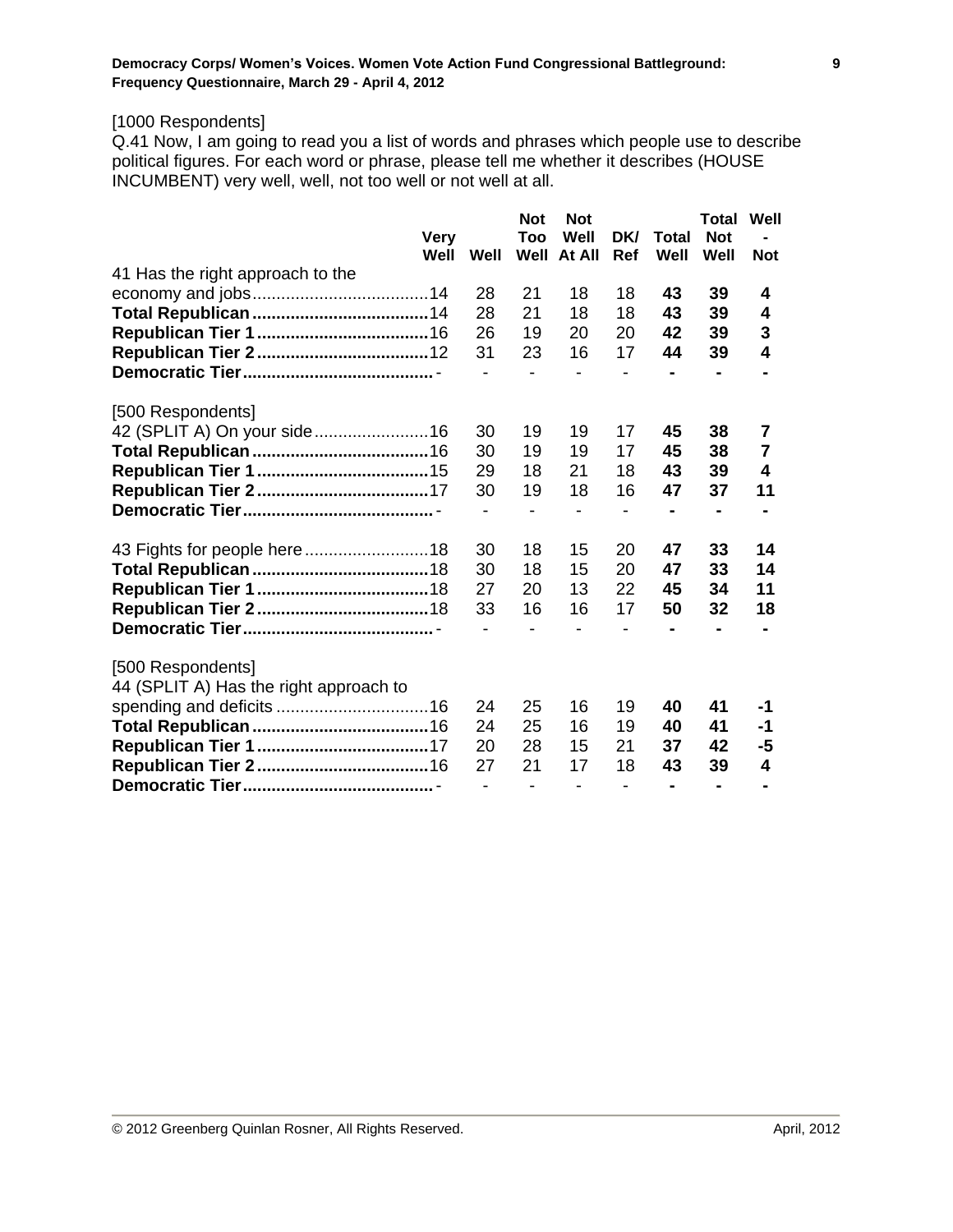[1000 Respondents]

Q.41 Now, I am going to read you a list of words and phrases which people use to describe political figures. For each word or phrase, please tell me whether it describes (HOUSE INCUMBENT) very well, well, not too well or not well at all.

| | Very Well | Well | Not Too Well | Not Well At All | DK/ Ref | Total Well | Total Not Well | Well - Not |
|---|---|---|---|---|---|---|---|---|
| 41 Has the right approach to the economy and jobs | 14 | 28 | 21 | 18 | 18 | **43** | **39** | **4** |
| **Total Republican** | 14 | 28 | 21 | 18 | 18 | **43** | **39** | **4** |
| **Republican Tier 1** | 16 | 26 | 19 | 20 | 20 | **42** | **39** | **3** |
| **Republican Tier 2** | 12 | 31 | 23 | 16 | 17 | **44** | **39** | **4** |
| **Democratic Tier** | - | - | - | - | - | **-** | **-** | **-** |

[500 Respondents]

| | Very Well | Well | Not Too Well | Not Well At All | DK/ Ref | Total Well | Total Not Well | Well - Not |
|---|---|---|---|---|---|---|---|---|
| 42 (SPLIT A) On your side | 16 | 30 | 19 | 19 | 17 | **45** | **38** | **7** |
| **Total Republican** | 16 | 30 | 19 | 19 | 17 | **45** | **38** | **7** |
| **Republican Tier 1** | 15 | 29 | 18 | 21 | 18 | **43** | **39** | **4** |
| **Republican Tier 2** | 17 | 30 | 19 | 18 | 16 | **47** | **37** | **11** |
| **Democratic Tier** | - | - | - | - | - | **-** | **-** | **-** |
| 43 Fights for people here | 18 | 30 | 18 | 15 | 20 | **47** | **33** | **14** |
| **Total Republican** | 18 | 30 | 18 | 15 | 20 | **47** | **33** | **14** |
| **Republican Tier 1** | 18 | 27 | 20 | 13 | 22 | **45** | **34** | **11** |
| **Republican Tier 2** | 18 | 33 | 16 | 16 | 17 | **50** | **32** | **18** |
| **Democratic Tier** | - | - | - | - | - | **-** | **-** | **-** |

[500 Respondents]

| | Very Well | Well | Not Too Well | Not Well At All | DK/ Ref | Total Well | Total Not Well | Well - Not |
|---|---|---|---|---|---|---|---|---|
| 44 (SPLIT A) Has the right approach to spending and deficits | 16 | 24 | 25 | 16 | 19 | **40** | **41** | **-1** |
| **Total Republican** | 16 | 24 | 25 | 16 | 19 | **40** | **41** | **-1** |
| **Republican Tier 1** | 17 | 20 | 28 | 15 | 21 | **37** | **42** | **-5** |
| **Republican Tier 2** | 16 | 27 | 21 | 17 | 18 | **43** | **39** | **4** |
| **Democratic Tier** | - | - | - | - | - | **-** | **-** | **-** |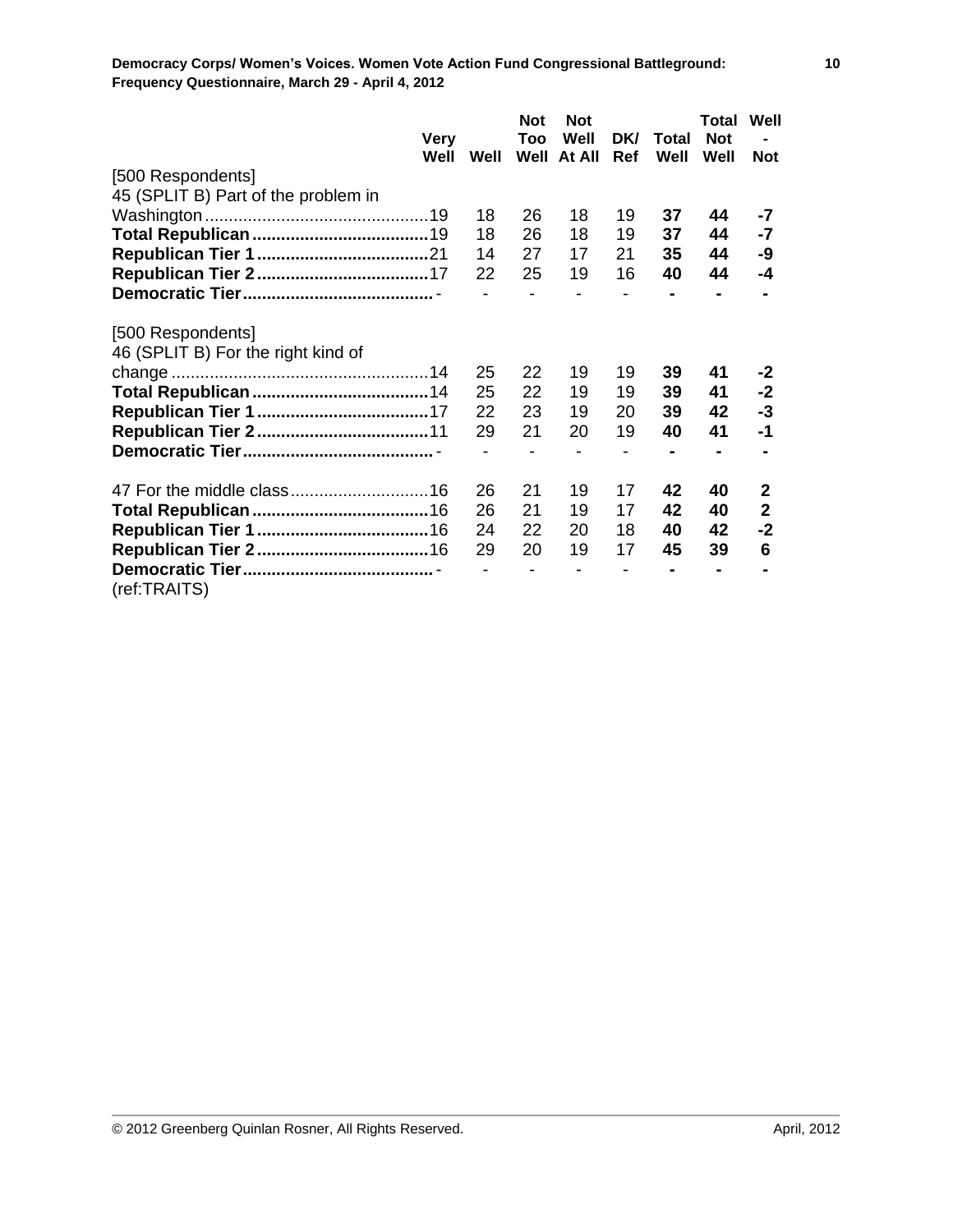| | Very Well | Well | Not Too Well | Not Well At All | DK/ Ref | Total Well | Total Not Well | Well - Not |
|---|---|---|---|---|---|---|---|---|
| [500 Respondents] | | | | | | | | |
| 45 (SPLIT B) Part of the problem in Washington | 19 | 18 | 26 | 18 | 19 | **37** | **44** | **-7** |
| **Total Republican** | 19 | 18 | 26 | 18 | 19 | **37** | **44** | **-7** |
| **Republican Tier 1** | 21 | 14 | 27 | 17 | 21 | **35** | **44** | **-9** |
| **Republican Tier 2** | 17 | 22 | 25 | 19 | 16 | **40** | **44** | **-4** |
| **Democratic Tier** | - | - | - | - | - | **-** | **-** | **-** |
| [500 Respondents] | | | | | | | | |
| 46 (SPLIT B) For the right kind of change | 14 | 25 | 22 | 19 | 19 | **39** | **41** | **-2** |
| **Total Republican** | 14 | 25 | 22 | 19 | 19 | **39** | **41** | **-2** |
| **Republican Tier 1** | 17 | 22 | 23 | 19 | 20 | **39** | **42** | **-3** |
| **Republican Tier 2** | 11 | 29 | 21 | 20 | 19 | **40** | **41** | **-1** |
| **Democratic Tier** | - | - | - | - | - | **-** | **-** | **-** |
| 47 For the middle class | 16 | 26 | 21 | 19 | 17 | **42** | **40** | **2** |
| **Total Republican** | 16 | 26 | 21 | 19 | 17 | **42** | **40** | **2** |
| **Republican Tier 1** | 16 | 24 | 22 | 20 | 18 | **40** | **42** | **-2** |
| **Republican Tier 2** | 16 | 29 | 20 | 19 | 17 | **45** | **39** | **6** |
| **Democratic Tier** | - | - | - | - | - | **-** | **-** | **-** |

(ref:TRAITS)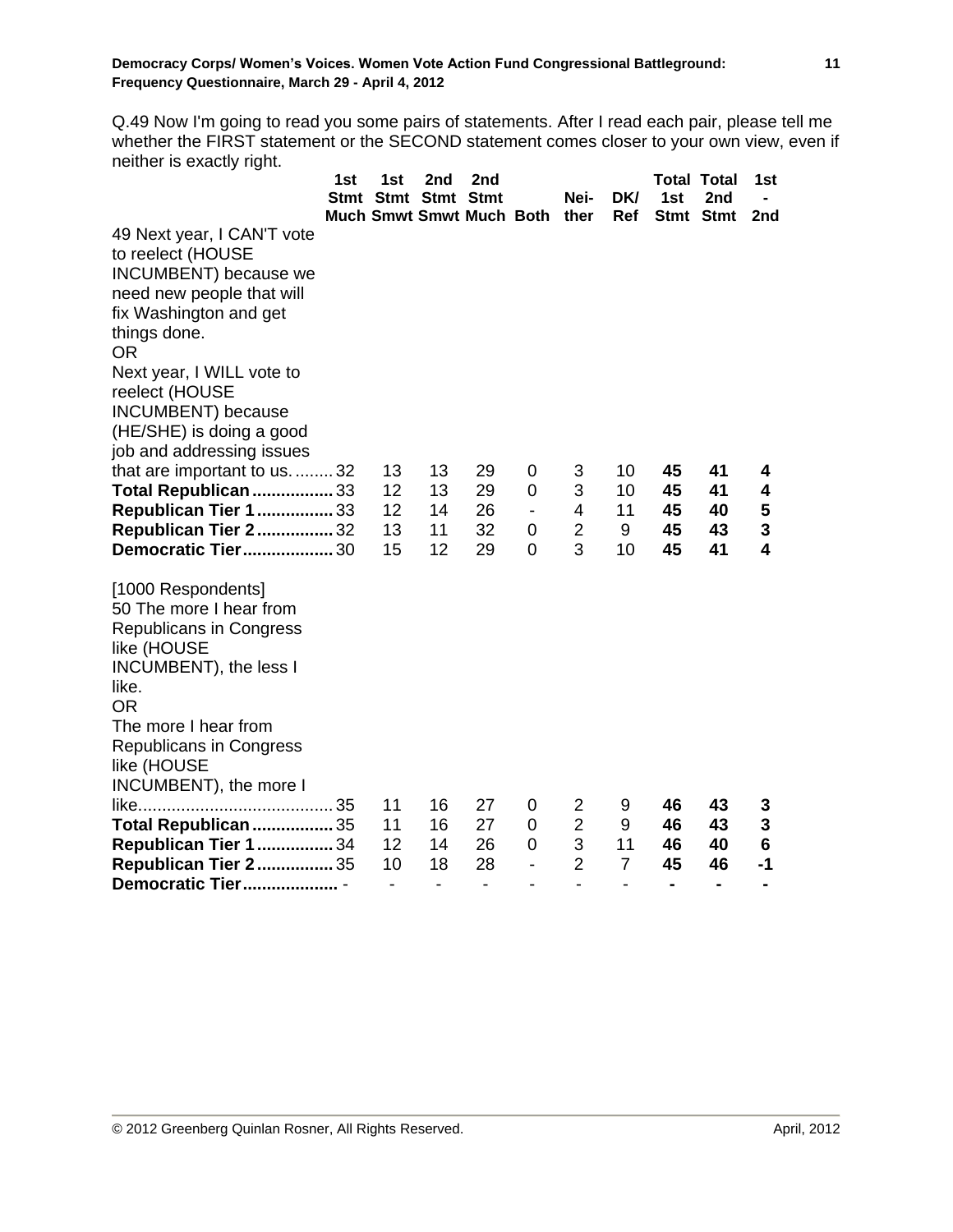Q.49 Now I'm going to read you some pairs of statements. After I read each pair, please tell me whether the FIRST statement or the SECOND statement comes closer to your own view, even if neither is exactly right.

| | 1st Stmt Much | 1st Stmt Smwt | 2nd Stmt Smwt | 2nd Stmt Much | Both | Nei-ther | DK/ Ref | Total 1st Stmt | Total 2nd Stmt | 1st - 2nd |
|---|---|---|---|---|---|---|---|---|---|---|
| 49 Next year, I CAN'T vote to reelect (HOUSE INCUMBENT) because we need new people that will fix Washington and get things done. OR Next year, I WILL vote to reelect (HOUSE INCUMBENT) because (HE/SHE) is doing a good job and addressing issues that are important to us. | 32 | 13 | 13 | 29 | 0 | 3 | 10 | **45** | **41** | **4** |
| **Total Republican** | 33 | 12 | 13 | 29 | 0 | 3 | 10 | **45** | **41** | **4** |
| **Republican Tier 1** | 33 | 12 | 14 | 26 | - | 4 | 11 | **45** | **40** | **5** |
| **Republican Tier 2** | 32 | 13 | 11 | 32 | 0 | 2 | 9 | **45** | **43** | **3** |
| **Democratic Tier** | 30 | 15 | 12 | 29 | 0 | 3 | 10 | **45** | **41** | **4** |
| [1000 Respondents] 50 The more I hear from Republicans in Congress like (HOUSE INCUMBENT), the less I like. OR The more I hear from Republicans in Congress like (HOUSE INCUMBENT), the more I like. | 35 | 11 | 16 | 27 | 0 | 2 | 9 | **46** | **43** | **3** |
| **Total Republican** | 35 | 11 | 16 | 27 | 0 | 2 | 9 | **46** | **43** | **3** |
| **Republican Tier 1** | 34 | 12 | 14 | 26 | 0 | 3 | 11 | **46** | **40** | **6** |
| **Republican Tier 2** | 35 | 10 | 18 | 28 | - | 2 | 7 | **45** | **46** | **-1** |
| **Democratic Tier** | - | - | - | - | - | - | - | **-** | **-** | **-** |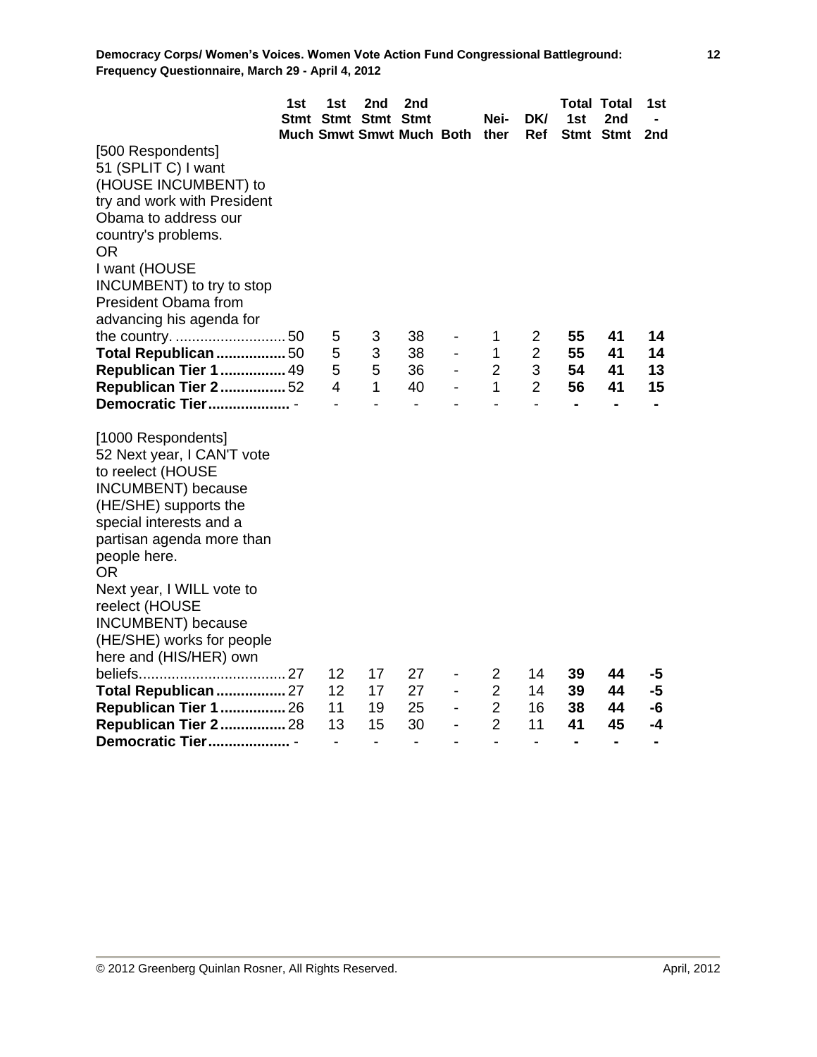| | 1st Stmt Much | 1st Stmt Smwt | 2nd Stmt Smwt | 2nd Stmt Much | Both | Nei-ther | DK/ Ref | Total 1st Stmt | Total 2nd Stmt | 1st - 2nd |
|---|---|---|---|---|---|---|---|---|---|---|
| [500 Respondents] 51 (SPLIT C) I want (HOUSE INCUMBENT) to try and work with President Obama to address our country's problems. OR I want (HOUSE INCUMBENT) to try to stop President Obama from advancing his agenda for the country. | 50 | 5 | 3 | 38 | - | 1 | 2 | **55** | **41** | **14** |
| **Total Republican** | 50 | 5 | 3 | 38 | - | 1 | 2 | **55** | **41** | **14** |
| **Republican Tier 1** | 49 | 5 | 5 | 36 | - | 2 | 3 | **54** | **41** | **13** |
| **Republican Tier 2** | 52 | 4 | 1 | 40 | - | 1 | 2 | **56** | **41** | **15** |
| **Democratic Tier** | - | - | - | - | - | - | - | **-** | **-** | **-** |
| [1000 Respondents] 52 Next year, I CAN'T vote to reelect (HOUSE INCUMBENT) because (HE/SHE) supports the special interests and a partisan agenda more than people here. OR Next year, I WILL vote to reelect (HOUSE INCUMBENT) because (HE/SHE) works for people here and (HIS/HER) own beliefs. | 27 | 12 | 17 | 27 | - | 2 | 14 | **39** | **44** | **-5** |
| **Total Republican** | 27 | 12 | 17 | 27 | - | 2 | 14 | **39** | **44** | **-5** |
| **Republican Tier 1** | 26 | 11 | 19 | 25 | - | 2 | 16 | **38** | **44** | **-6** |
| **Republican Tier 2** | 28 | 13 | 15 | 30 | - | 2 | 11 | **41** | **45** | **-4** |
| **Democratic Tier** | - | - | - | - | - | - | - | **-** | **-** | **-** |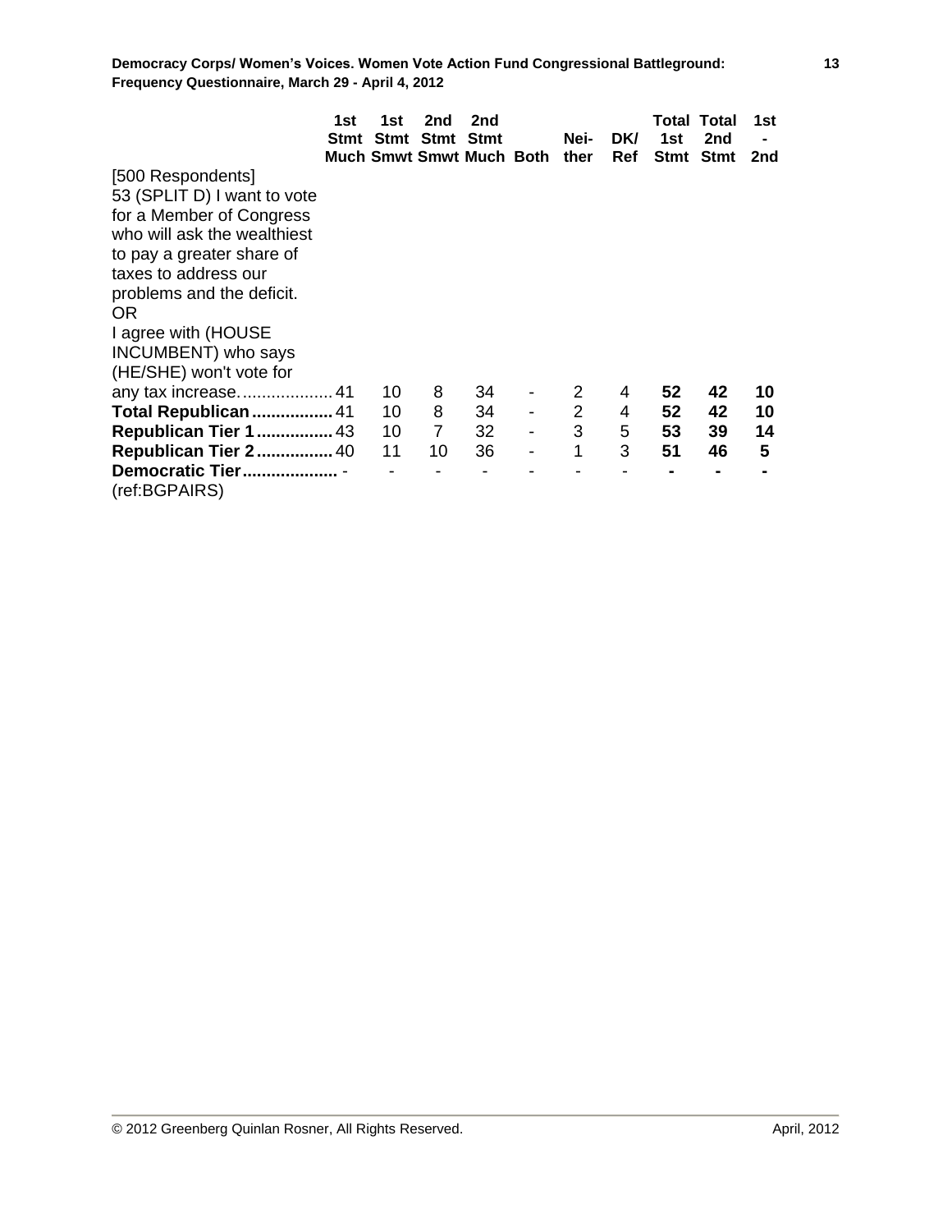| | 1st Stmt Much | 1st Stmt Smwt | 2nd Stmt Smwt | 2nd Stmt Much | Both | Nei-ther | DK/ Ref | Total 1st Stmt | Total 2nd Stmt | 1st - 2nd |
|---|---|---|---|---|---|---|---|---|---|---|
| [500 Respondents] 53 (SPLIT D) I want to vote for a Member of Congress who will ask the wealthiest to pay a greater share of taxes to address our problems and the deficit. OR I agree with (HOUSE INCUMBENT) who says (HE/SHE) won't vote for any tax increase. | 41 | 10 | 8 | 34 | - | 2 | 4 | **52** | **42** | **10** |
| **Total Republican** | 41 | 10 | 8 | 34 | - | 2 | 4 | **52** | **42** | **10** |
| **Republican Tier 1** | 43 | 10 | 7 | 32 | - | 3 | 5 | **53** | **39** | **14** |
| **Republican Tier 2** | 40 | 11 | 10 | 36 | - | 1 | 3 | **51** | **46** | **5** |
| **Democratic Tier** | - | - | - | - | - | - | - | **-** | **-** | **-** |

(ref:BGPAIRS)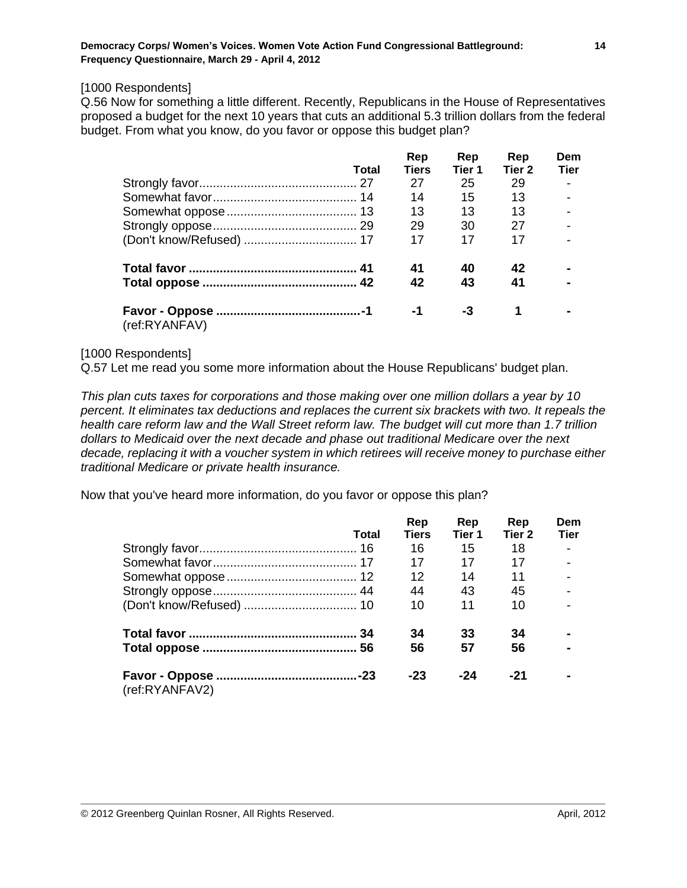[1000 Respondents]

Q.56 Now for something a little different. Recently, Republicans in the House of Representatives proposed a budget for the next 10 years that cuts an additional 5.3 trillion dollars from the federal budget. From what you know, do you favor or oppose this budget plan?

| | Total | Rep Tiers | Rep Tier 1 | Rep Tier 2 | Dem Tier |
|---|---|---|---|---|---|
| Strongly favor | 27 | 27 | 25 | 29 | - |
| Somewhat favor | 14 | 14 | 15 | 13 | - |
| Somewhat oppose | 13 | 13 | 13 | 13 | - |
| Strongly oppose | 29 | 29 | 30 | 27 | - |
| (Don't know/Refused) | 17 | 17 | 17 | 17 | - |
| **Total favor** | **41** | **41** | **40** | **42** | **-** |
| **Total oppose** | **42** | **42** | **43** | **41** | **-** |
| **Favor - Oppose** | **-1** | **-1** | **-3** | **1** | **-** |

(ref:RYANFAV)

[1000 Respondents]

Q.57 Let me read you some more information about the House Republicans' budget plan.

*This plan cuts taxes for corporations and those making over one million dollars a year by 10 percent. It eliminates tax deductions and replaces the current six brackets with two. It repeals the health care reform law and the Wall Street reform law. The budget will cut more than 1.7 trillion dollars to Medicaid over the next decade and phase out traditional Medicare over the next decade, replacing it with a voucher system in which retirees will receive money to purchase either traditional Medicare or private health insurance.*

Now that you've heard more information, do you favor or oppose this plan?

| | Total | Rep Tiers | Rep Tier 1 | Rep Tier 2 | Dem Tier |
|---|---|---|---|---|---|
| Strongly favor | 16 | 16 | 15 | 18 | - |
| Somewhat favor | 17 | 17 | 17 | 17 | - |
| Somewhat oppose | 12 | 12 | 14 | 11 | - |
| Strongly oppose | 44 | 44 | 43 | 45 | - |
| (Don't know/Refused) | 10 | 10 | 11 | 10 | - |
| **Total favor** | **34** | **34** | **33** | **34** | **-** |
| **Total oppose** | **56** | **56** | **57** | **56** | **-** |
| **Favor - Oppose** | **-23** | **-23** | **-24** | **-21** | **-** |

(ref:RYANFAV2)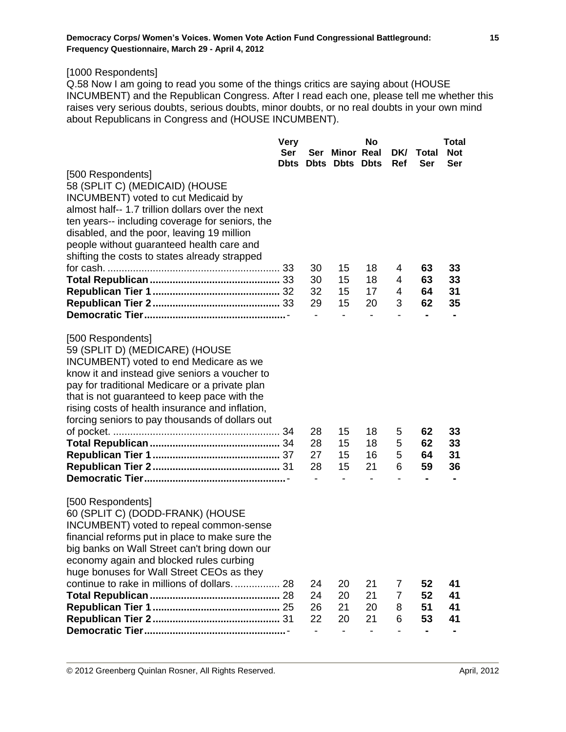[1000 Respondents]

Q.58 Now I am going to read you some of the things critics are saying about (HOUSE INCUMBENT) and the Republican Congress. After I read each one, please tell me whether this raises very serious doubts, serious doubts, minor doubts, or no real doubts in your own mind about Republicans in Congress and (HOUSE INCUMBENT).

| | Very Ser Dbts | Ser Dbts | Minor Dbts | No Real Dbts | DK/ Ref | Total Ser | Total Not Ser |
|---|---|---|---|---|---|---|---|
| [500 Respondents] 58 (SPLIT C) (MEDICAID) (HOUSE INCUMBENT) voted to cut Medicaid by almost half-- 1.7 trillion dollars over the next ten years-- including coverage for seniors, the disabled, and the poor, leaving 19 million people without guaranteed health care and shifting the costs to states already strapped for cash. | 33 | 30 | 15 | 18 | 4 | **63** | **33** |
| **Total Republican** | 33 | 30 | 15 | 18 | 4 | **63** | **33** |
| **Republican Tier 1** | 32 | 32 | 15 | 17 | 4 | **64** | **31** |
| **Republican Tier 2** | 33 | 29 | 15 | 20 | 3 | **62** | **35** |
| **Democratic Tier** | - | - | - | - | - | **-** | **-** |
| [500 Respondents] 59 (SPLIT D) (MEDICARE) (HOUSE INCUMBENT) voted to end Medicare as we know it and instead give seniors a voucher to pay for traditional Medicare or a private plan that is not guaranteed to keep pace with the rising costs of health insurance and inflation, forcing seniors to pay thousands of dollars out of pocket. | 34 | 28 | 15 | 18 | 5 | **62** | **33** |
| **Total Republican** | 34 | 28 | 15 | 18 | 5 | **62** | **33** |
| **Republican Tier 1** | 37 | 27 | 15 | 16 | 5 | **64** | **31** |
| **Republican Tier 2** | 31 | 28 | 15 | 21 | 6 | **59** | **36** |
| **Democratic Tier** | - | - | - | - | - | **-** | **-** |
| [500 Respondents] 60 (SPLIT C) (DODD-FRANK) (HOUSE INCUMBENT) voted to repeal common-sense financial reforms put in place to make sure the big banks on Wall Street can't bring down our economy again and blocked rules curbing huge bonuses for Wall Street CEOs as they continue to rake in millions of dollars. | 28 | 24 | 20 | 21 | 7 | **52** | **41** |
| **Total Republican** | 28 | 24 | 20 | 21 | 7 | **52** | **41** |
| **Republican Tier 1** | 25 | 26 | 21 | 20 | 8 | **51** | **41** |
| **Republican Tier 2** | 31 | 22 | 20 | 21 | 6 | **53** | **41** |
| **Democratic Tier** | - | - | - | - | - | **-** | **-** |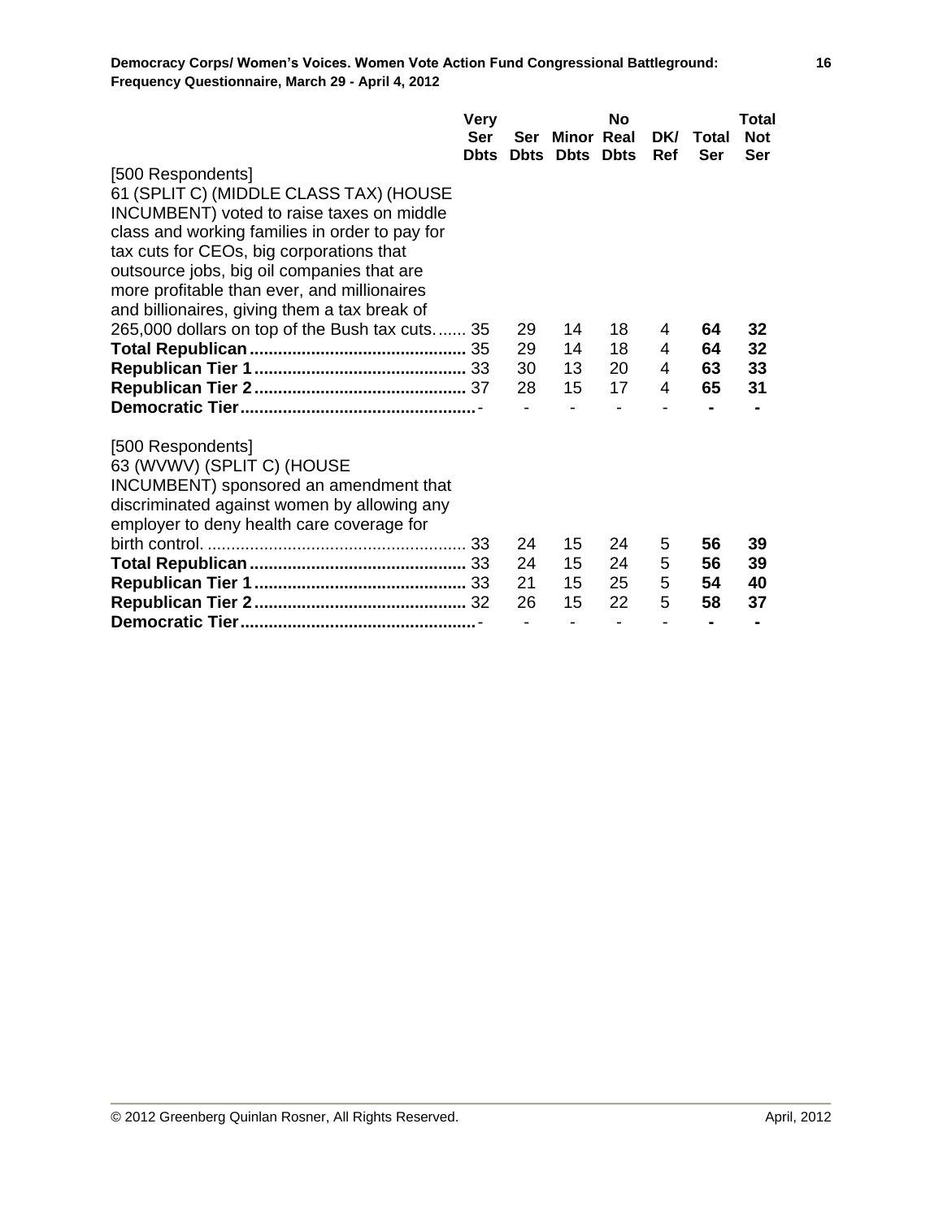| | Very Ser Dbts | Ser Dbts | Minor Dbts | No Real Dbts | DK/ Ref | Total Ser | Total Not Ser |
|---|---|---|---|---|---|---|---|
| [500 Respondents] 61 (SPLIT C) (MIDDLE CLASS TAX) (HOUSE INCUMBENT) voted to raise taxes on middle class and working families in order to pay for tax cuts for CEOs, big corporations that outsource jobs, big oil companies that are more profitable than ever, and millionaires and billionaires, giving them a tax break of 265,000 dollars on top of the Bush tax cuts. | 35 | 29 | 14 | 18 | 4 | **64** | **32** |
| **Total Republican** | 35 | 29 | 14 | 18 | 4 | **64** | **32** |
| **Republican Tier 1** | 33 | 30 | 13 | 20 | 4 | **63** | **33** |
| **Republican Tier 2** | 37 | 28 | 15 | 17 | 4 | **65** | **31** |
| **Democratic Tier** | - | - | - | - | - | **-** | **-** |

| | Very Ser Dbts | Ser Dbts | Minor Dbts | No Real Dbts | DK/ Ref | Total Ser | Total Not Ser |
|---|---|---|---|---|---|---|---|
| [500 Respondents] 63 (WVWV) (SPLIT C) (HOUSE INCUMBENT) sponsored an amendment that discriminated against women by allowing any employer to deny health care coverage for birth control. | 33 | 24 | 15 | 24 | 5 | **56** | **39** |
| **Total Republican** | 33 | 24 | 15 | 24 | 5 | **56** | **39** |
| **Republican Tier 1** | 33 | 21 | 15 | 25 | 5 | **54** | **40** |
| **Republican Tier 2** | 32 | 26 | 15 | 22 | 5 | **58** | **37** |
| **Democratic Tier** | - | - | - | - | - | **-** | **-** |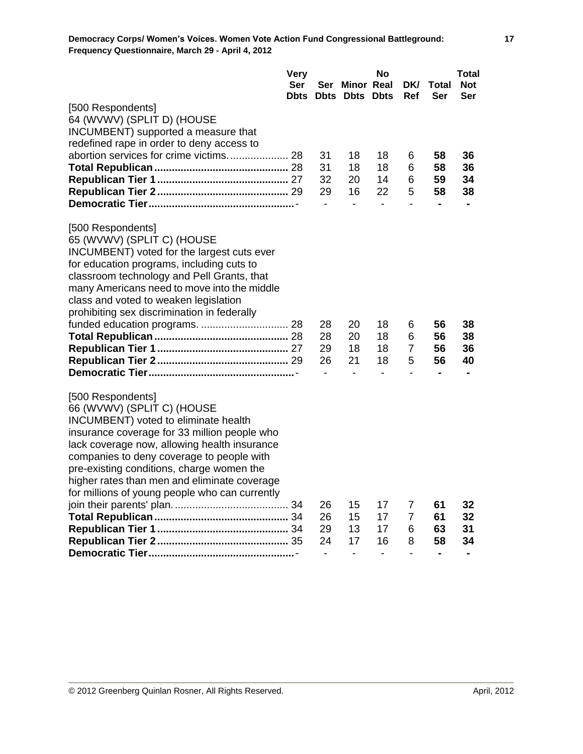| | Very Ser Dbts | Ser Dbts | Minor Dbts | No Real Dbts | DK/ Ref | Total Ser | Total Not Ser |
|---|---|---|---|---|---|---|---|
| [500 Respondents]<br>64 (WVWV) (SPLIT D) (HOUSE INCUMBENT) supported a measure that redefined rape in order to deny access to abortion services for crime victims. | 28 | 31 | 18 | 18 | 6 | **58** | **36** |
| **Total Republican** | 28 | 31 | 18 | 18 | 6 | **58** | **36** |
| **Republican Tier 1** | 27 | 32 | 20 | 14 | 6 | **59** | **34** |
| **Republican Tier 2** | 29 | 29 | 16 | 22 | 5 | **58** | **38** |
| **Democratic Tier** | - | - | - | - | - | **-** | **-** |
| [500 Respondents]<br>65 (WVWV) (SPLIT C) (HOUSE INCUMBENT) voted for the largest cuts ever for education programs, including cuts to classroom technology and Pell Grants, that many Americans need to move into the middle class and voted to weaken legislation prohibiting sex discrimination in federally funded education programs. | 28 | 28 | 20 | 18 | 6 | **56** | **38** |
| **Total Republican** | 28 | 28 | 20 | 18 | 6 | **56** | **38** |
| **Republican Tier 1** | 27 | 29 | 18 | 18 | 7 | **56** | **36** |
| **Republican Tier 2** | 29 | 26 | 21 | 18 | 5 | **56** | **40** |
| **Democratic Tier** | - | - | - | - | - | **-** | **-** |
| [500 Respondents]<br>66 (WVWV) (SPLIT C) (HOUSE INCUMBENT) voted to eliminate health insurance coverage for 33 million people who lack coverage now, allowing health insurance companies to deny coverage to people with pre-existing conditions, charge women the higher rates than men and eliminate coverage for millions of young people who can currently join their parents' plan. | 34 | 26 | 15 | 17 | 7 | **61** | **32** |
| **Total Republican** | 34 | 26 | 15 | 17 | 7 | **61** | **32** |
| **Republican Tier 1** | 34 | 29 | 13 | 17 | 6 | **63** | **31** |
| **Republican Tier 2** | 35 | 24 | 17 | 16 | 8 | **58** | **34** |
| **Democratic Tier** | - | - | - | - | - | **-** | **-** |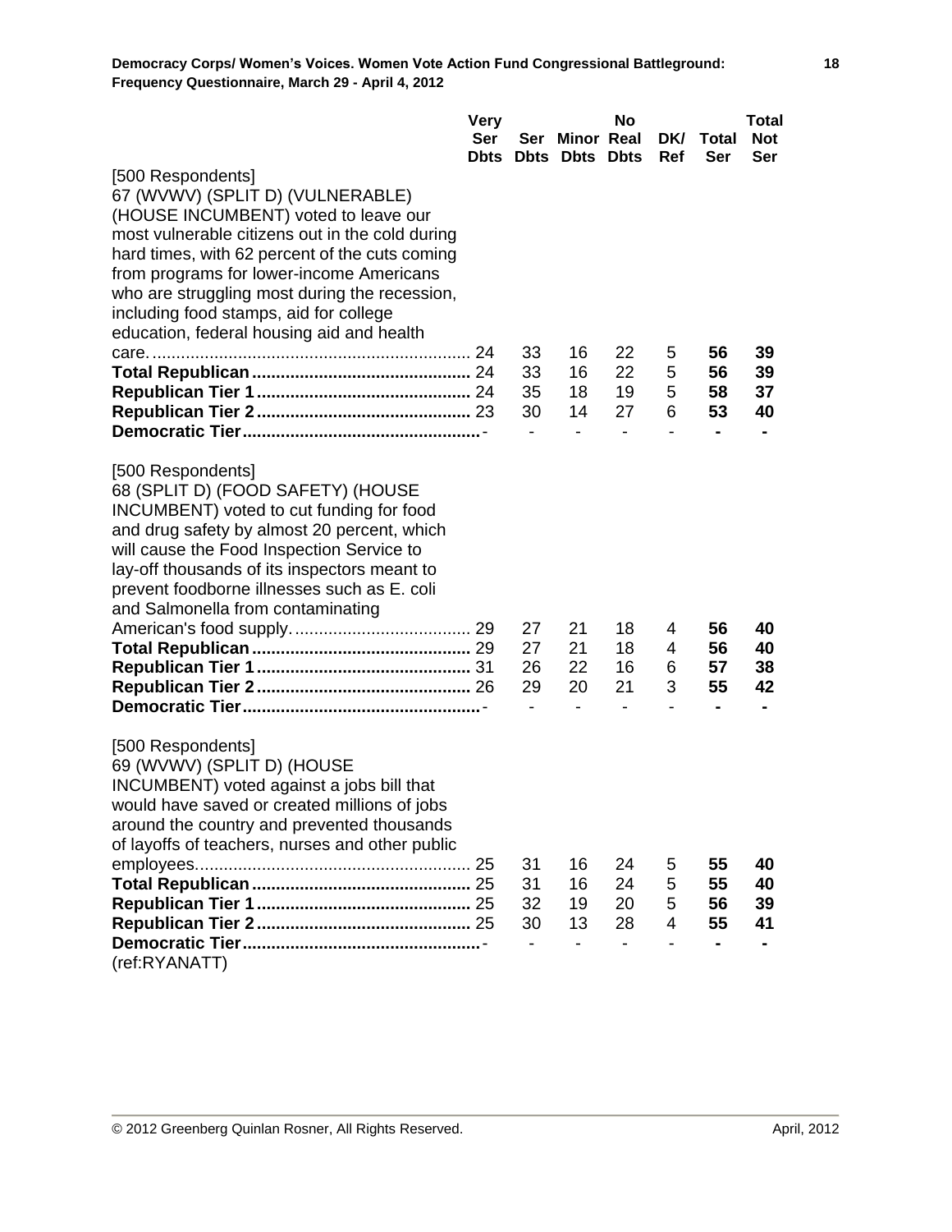| | Very Ser Dbts | Ser Dbts | Minor Dbts | No Real Dbts | DK/ Ref | Total Ser | Total Not Ser |
|---|---|---|---|---|---|---|---|
| [500 Respondents] | | | | | | | |
| 67 (WVWV) (SPLIT D) (VULNERABLE) (HOUSE INCUMBENT) voted to leave our most vulnerable citizens out in the cold during hard times, with 62 percent of the cuts coming from programs for lower-income Americans who are struggling most during the recession, including food stamps, aid for college education, federal housing aid and health care. | 24 | 33 | 16 | 22 | 5 | **56** | **39** |
| **Total Republican** | 24 | 33 | 16 | 22 | 5 | **56** | **39** |
| **Republican Tier 1** | 24 | 35 | 18 | 19 | 5 | **58** | **37** |
| **Republican Tier 2** | 23 | 30 | 14 | 27 | 6 | **53** | **40** |
| **Democratic Tier** | - | - | - | - | - | **-** | **-** |
| [500 Respondents] | | | | | | | |
| 68 (SPLIT D) (FOOD SAFETY) (HOUSE INCUMBENT) voted to cut funding for food and drug safety by almost 20 percent, which will cause the Food Inspection Service to lay-off thousands of its inspectors meant to prevent foodborne illnesses such as E. coli and Salmonella from contaminating American's food supply. | 29 | 27 | 21 | 18 | 4 | **56** | **40** |
| **Total Republican** | 29 | 27 | 21 | 18 | 4 | **56** | **40** |
| **Republican Tier 1** | 31 | 26 | 22 | 16 | 6 | **57** | **38** |
| **Republican Tier 2** | 26 | 29 | 20 | 21 | 3 | **55** | **42** |
| **Democratic Tier** | - | - | - | - | - | **-** | **-** |
| [500 Respondents] | | | | | | | |
| 69 (WVWV) (SPLIT D) (HOUSE INCUMBENT) voted against a jobs bill that would have saved or created millions of jobs around the country and prevented thousands of layoffs of teachers, nurses and other public employees. | 25 | 31 | 16 | 24 | 5 | **55** | **40** |
| **Total Republican** | 25 | 31 | 16 | 24 | 5 | **55** | **40** |
| **Republican Tier 1** | 25 | 32 | 19 | 20 | 5 | **56** | **39** |
| **Republican Tier 2** | 25 | 30 | 13 | 28 | 4 | **55** | **41** |
| **Democratic Tier** | - | - | - | - | - | **-** | **-** |

(ref:RYANATT)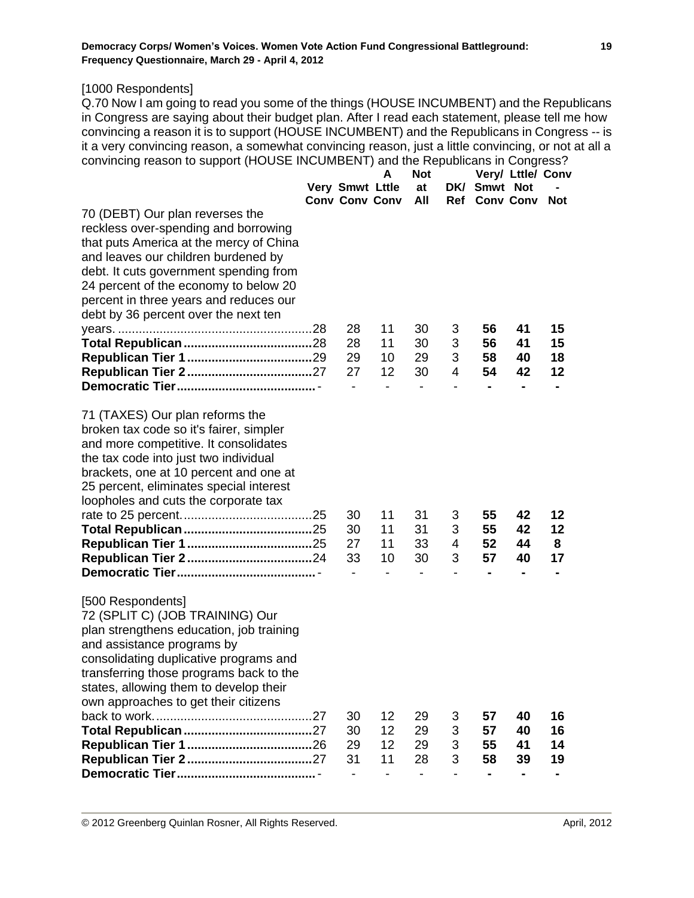[1000 Respondents]

Q.70 Now I am going to read you some of the things (HOUSE INCUMBENT) and the Republicans in Congress are saying about their budget plan. After I read each statement, please tell me how convincing a reason it is to support (HOUSE INCUMBENT) and the Republicans in Congress -- is it a very convincing reason, a somewhat convincing reason, just a little convincing, or not at all a convincing reason to support (HOUSE INCUMBENT) and the Republicans in Congress?

| | Very Conv | Smwt Conv | A Lttle Conv | Not at All | DK/ Ref | Very/ Smwt Conv | Lttle/ Not Conv | Conv - Not |
|---|---|---|---|---|---|---|---|---|
| 70 (DEBT) Our plan reverses the reckless over-spending and borrowing that puts America at the mercy of China and leaves our children burdened by debt. It cuts government spending from 24 percent of the economy to below 20 percent in three years and reduces our debt by 36 percent over the next ten years. | 28 | 28 | 11 | 30 | 3 | **56** | **41** | **15** |
| **Total Republican** | 28 | 28 | 11 | 30 | 3 | **56** | **41** | **15** |
| **Republican Tier 1** | 29 | 29 | 10 | 29 | 3 | **58** | **40** | **18** |
| **Republican Tier 2** | 27 | 27 | 12 | 30 | 4 | **54** | **42** | **12** |
| **Democratic Tier** | - | - | - | - | - | **-** | **-** | **-** |
| 71 (TAXES) Our plan reforms the broken tax code so it's fairer, simpler and more competitive. It consolidates the tax code into just two individual brackets, one at 10 percent and one at 25 percent, eliminates special interest loopholes and cuts the corporate tax rate to 25 percent. | 25 | 30 | 11 | 31 | 3 | **55** | **42** | **12** |
| **Total Republican** | 25 | 30 | 11 | 31 | 3 | **55** | **42** | **12** |
| **Republican Tier 1** | 25 | 27 | 11 | 33 | 4 | **52** | **44** | **8** |
| **Republican Tier 2** | 24 | 33 | 10 | 30 | 3 | **57** | **40** | **17** |
| **Democratic Tier** | - | - | - | - | - | **-** | **-** | **-** |

[500 Respondents]

| | Very Conv | Smwt Conv | A Lttle Conv | Not at All | DK/ Ref | Very/ Smwt Conv | Lttle/ Not Conv | Conv - Not |
|---|---|---|---|---|---|---|---|---|
| 72 (SPLIT C) (JOB TRAINING) Our plan strengthens education, job training and assistance programs by consolidating duplicative programs and transferring those programs back to the states, allowing them to develop their own approaches to get their citizens back to work. | 27 | 30 | 12 | 29 | 3 | **57** | **40** | **16** |
| **Total Republican** | 27 | 30 | 12 | 29 | 3 | **57** | **40** | **16** |
| **Republican Tier 1** | 26 | 29 | 12 | 29 | 3 | **55** | **41** | **14** |
| **Republican Tier 2** | 27 | 31 | 11 | 28 | 3 | **58** | **39** | **19** |
| **Democratic Tier** | - | - | - | - | - | **-** | **-** | **-** |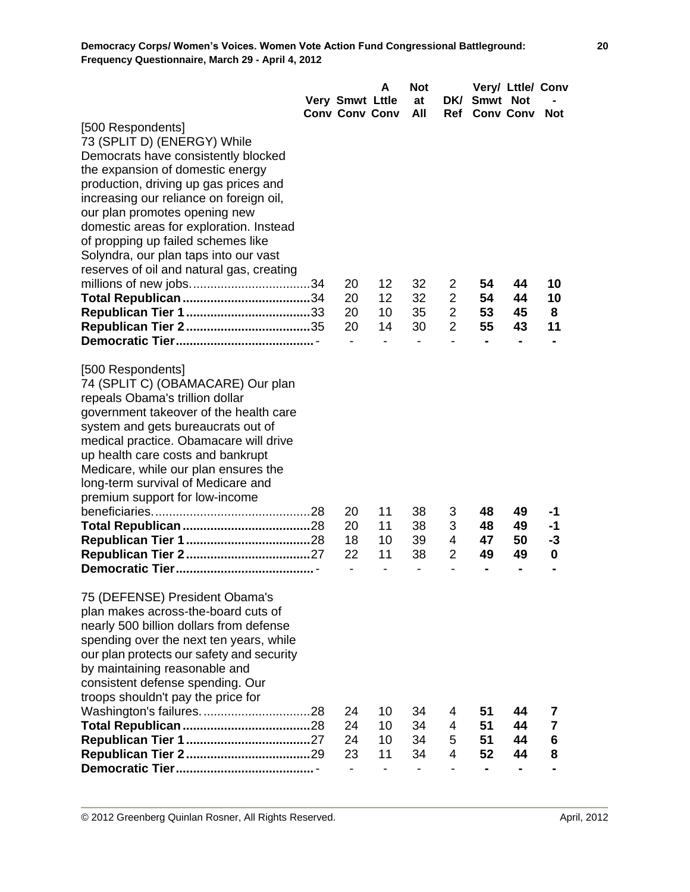| | Very Conv | Smwt Conv | A Lttle Conv | Not at All | DK/ Ref | Very/ Smwt Conv | Lttle/ Not Conv | Conv - Not |
|---|---|---|---|---|---|---|---|---|
| [500 Respondents] 73 (SPLIT D) (ENERGY) While Democrats have consistently blocked the expansion of domestic energy production, driving up gas prices and increasing our reliance on foreign oil, our plan promotes opening new domestic areas for exploration. Instead of propping up failed schemes like Solyndra, our plan taps into our vast reserves of oil and natural gas, creating millions of new jobs. | 34 | 20 | 12 | 32 | 2 | **54** | **44** | **10** |
| **Total Republican** | 34 | 20 | 12 | 32 | 2 | **54** | **44** | **10** |
| **Republican Tier 1** | 33 | 20 | 10 | 35 | 2 | **53** | **45** | **8** |
| **Republican Tier 2** | 35 | 20 | 14 | 30 | 2 | **55** | **43** | **11** |
| **Democratic Tier** | - | - | - | - | - | **-** | **-** | **-** |
| [500 Respondents] 74 (SPLIT C) (OBAMACARE) Our plan repeals Obama's trillion dollar government takeover of the health care system and gets bureaucrats out of medical practice. Obamacare will drive up health care costs and bankrupt Medicare, while our plan ensures the long-term survival of Medicare and premium support for low-income beneficiaries. | 28 | 20 | 11 | 38 | 3 | **48** | **49** | **-1** |
| **Total Republican** | 28 | 20 | 11 | 38 | 3 | **48** | **49** | **-1** |
| **Republican Tier 1** | 28 | 18 | 10 | 39 | 4 | **47** | **50** | **-3** |
| **Republican Tier 2** | 27 | 22 | 11 | 38 | 2 | **49** | **49** | **0** |
| **Democratic Tier** | - | - | - | - | - | **-** | **-** | **-** |
| 75 (DEFENSE) President Obama's plan makes across-the-board cuts of nearly 500 billion dollars from defense spending over the next ten years, while our plan protects our safety and security by maintaining reasonable and consistent defense spending. Our troops shouldn't pay the price for Washington's failures. | 28 | 24 | 10 | 34 | 4 | **51** | **44** | **7** |
| **Total Republican** | 28 | 24 | 10 | 34 | 4 | **51** | **44** | **7** |
| **Republican Tier 1** | 27 | 24 | 10 | 34 | 5 | **51** | **44** | **6** |
| **Republican Tier 2** | 29 | 23 | 11 | 34 | 4 | **52** | **44** | **8** |
| **Democratic Tier** | - | - | - | - | - | **-** | **-** | **-** |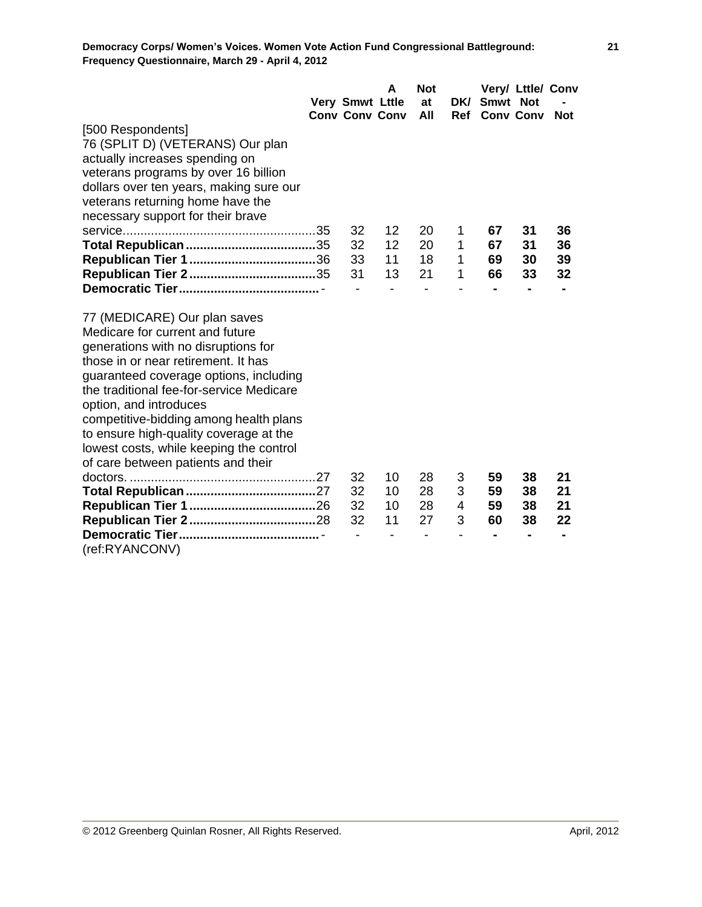| | Very Conv | Smwt Conv | A Lttle Conv | Not at All | DK/ Ref | **Very/ Smwt Conv** | **Lttle/ Not Conv** | **Conv - Not** |
|---|---|---|---|---|---|---|---|---|
| [500 Respondents] | | | | | | | | |
| 76 (SPLIT D) (VETERANS) Our plan actually increases spending on veterans programs by over 16 billion dollars over ten years, making sure our veterans returning home have the necessary support for their brave service | 35 | 32 | 12 | 20 | 1 | **67** | **31** | **36** |
| **Total Republican** | 35 | 32 | 12 | 20 | 1 | **67** | **31** | **36** |
| **Republican Tier 1** | 36 | 33 | 11 | 18 | 1 | **69** | **30** | **39** |
| **Republican Tier 2** | 35 | 31 | 13 | 21 | 1 | **66** | **33** | **32** |
| **Democratic Tier** | - | - | - | - | - | **-** | **-** | **-** |
| 77 (MEDICARE) Our plan saves Medicare for current and future generations with no disruptions for those in or near retirement. It has guaranteed coverage options, including the traditional fee-for-service Medicare option, and introduces competitive-bidding among health plans to ensure high-quality coverage at the lowest costs, while keeping the control of care between patients and their doctors. | 27 | 32 | 10 | 28 | 3 | **59** | **38** | **21** |
| **Total Republican** | 27 | 32 | 10 | 28 | 3 | **59** | **38** | **21** |
| **Republican Tier 1** | 26 | 32 | 10 | 28 | 4 | **59** | **38** | **21** |
| **Republican Tier 2** | 28 | 32 | 11 | 27 | 3 | **60** | **38** | **22** |
| **Democratic Tier** | - | - | - | - | - | **-** | **-** | **-** |

(ref:RYANCONV)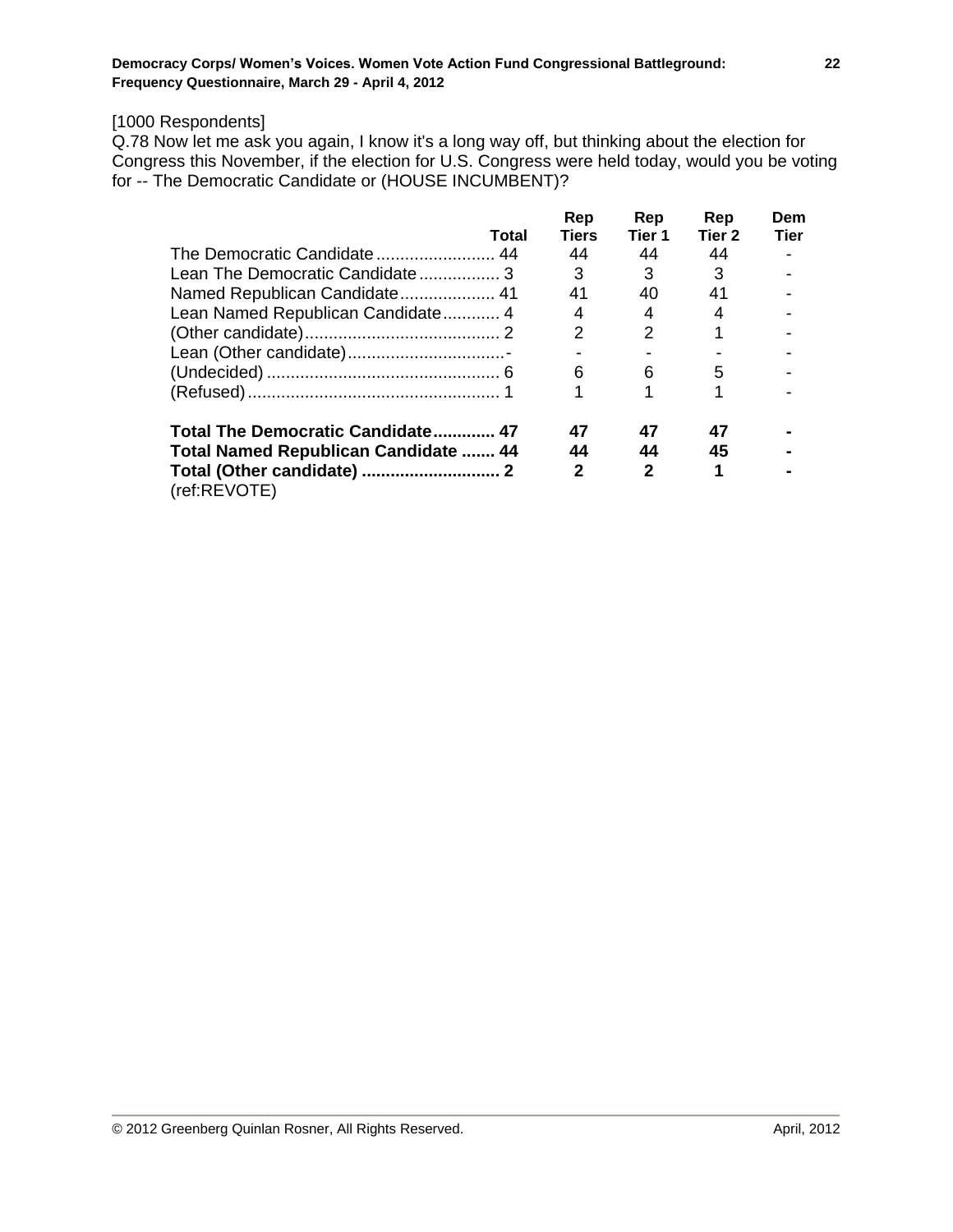[1000 Respondents]
Q.78 Now let me ask you again, I know it's a long way off, but thinking about the election for Congress this November, if the election for U.S. Congress were held today, would you be voting for -- The Democratic Candidate or (HOUSE INCUMBENT)?

| | Total | Rep Tiers | Rep Tier 1 | Rep Tier 2 | Dem Tier |
|---|---|---|---|---|---|
| The Democratic Candidate | 44 | 44 | 44 | 44 | - |
| Lean The Democratic Candidate | 3 | 3 | 3 | 3 | - |
| Named Republican Candidate | 41 | 41 | 40 | 41 | - |
| Lean Named Republican Candidate | 4 | 4 | 4 | 4 | - |
| (Other candidate) | 2 | 2 | 2 | 1 | - |
| Lean (Other candidate) | - | - | - | - | - |
| (Undecided) | 6 | 6 | 6 | 5 | - |
| (Refused) | 1 | 1 | 1 | 1 | - |
| **Total The Democratic Candidate** | **47** | **47** | **47** | **47** | **-** |
| **Total Named Republican Candidate** | **44** | **44** | **44** | **45** | **-** |
| **Total (Other candidate)** | **2** | **2** | **2** | **1** | **-** |

(ref:REVOTE)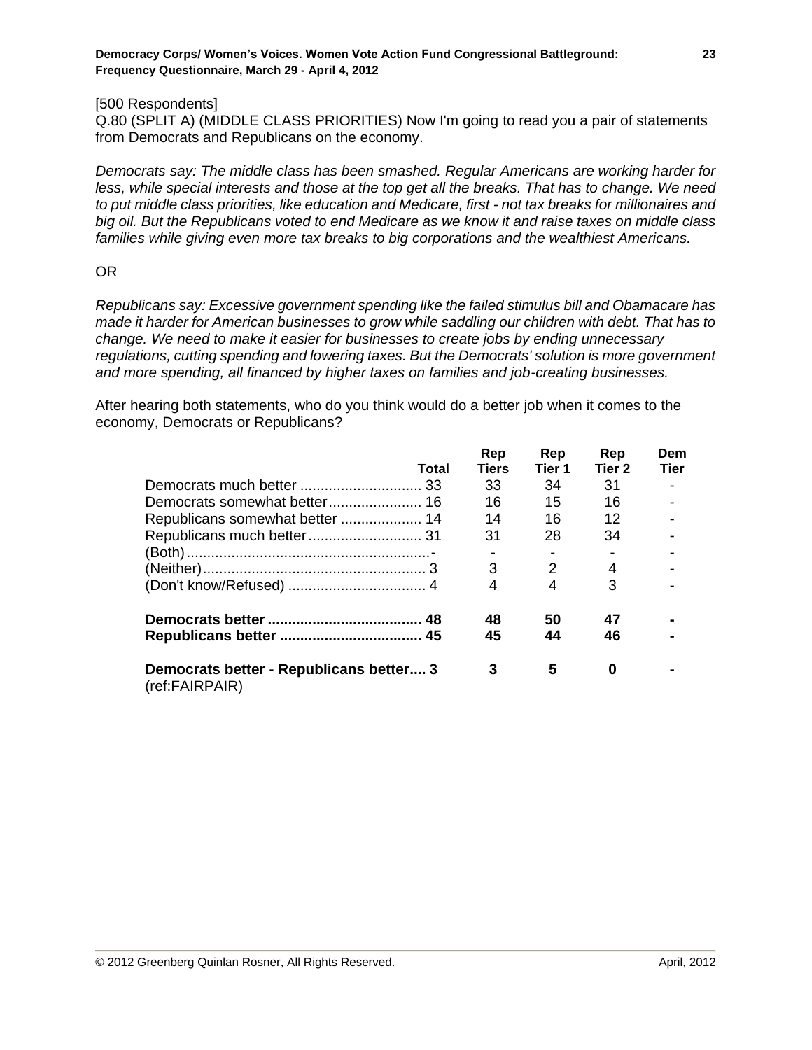[500 Respondents]
Q.80 (SPLIT A) (MIDDLE CLASS PRIORITIES) Now I'm going to read you a pair of statements from Democrats and Republicans on the economy.

*Democrats say: The middle class has been smashed. Regular Americans are working harder for less, while special interests and those at the top get all the breaks. That has to change. We need to put middle class priorities, like education and Medicare, first - not tax breaks for millionaires and big oil. But the Republicans voted to end Medicare as we know it and raise taxes on middle class families while giving even more tax breaks to big corporations and the wealthiest Americans.*

OR

*Republicans say: Excessive government spending like the failed stimulus bill and Obamacare has made it harder for American businesses to grow while saddling our children with debt. That has to change. We need to make it easier for businesses to create jobs by ending unnecessary regulations, cutting spending and lowering taxes. But the Democrats' solution is more government and more spending, all financed by higher taxes on families and job-creating businesses.*

After hearing both statements, who do you think would do a better job when it comes to the economy, Democrats or Republicans?

| | Total | Rep Tiers | Rep Tier 1 | Rep Tier 2 | Dem Tier |
|---|---|---|---|---|---|
| Democrats much better | 33 | 33 | 34 | 31 | - |
| Democrats somewhat better | 16 | 16 | 15 | 16 | - |
| Republicans somewhat better | 14 | 14 | 16 | 12 | - |
| Republicans much better | 31 | 31 | 28 | 34 | - |
| (Both) | - | - | - | - | - |
| (Neither) | 3 | 3 | 2 | 4 | - |
| (Don't know/Refused) | 4 | 4 | 4 | 3 | - |
| **Democrats better** | **48** | **48** | **50** | **47** | **-** |
| **Republicans better** | **45** | **45** | **44** | **46** | **-** |
| **Democrats better - Republicans better** | **3** | **3** | **5** | **0** | **-** |

(ref:FAIRPAIR)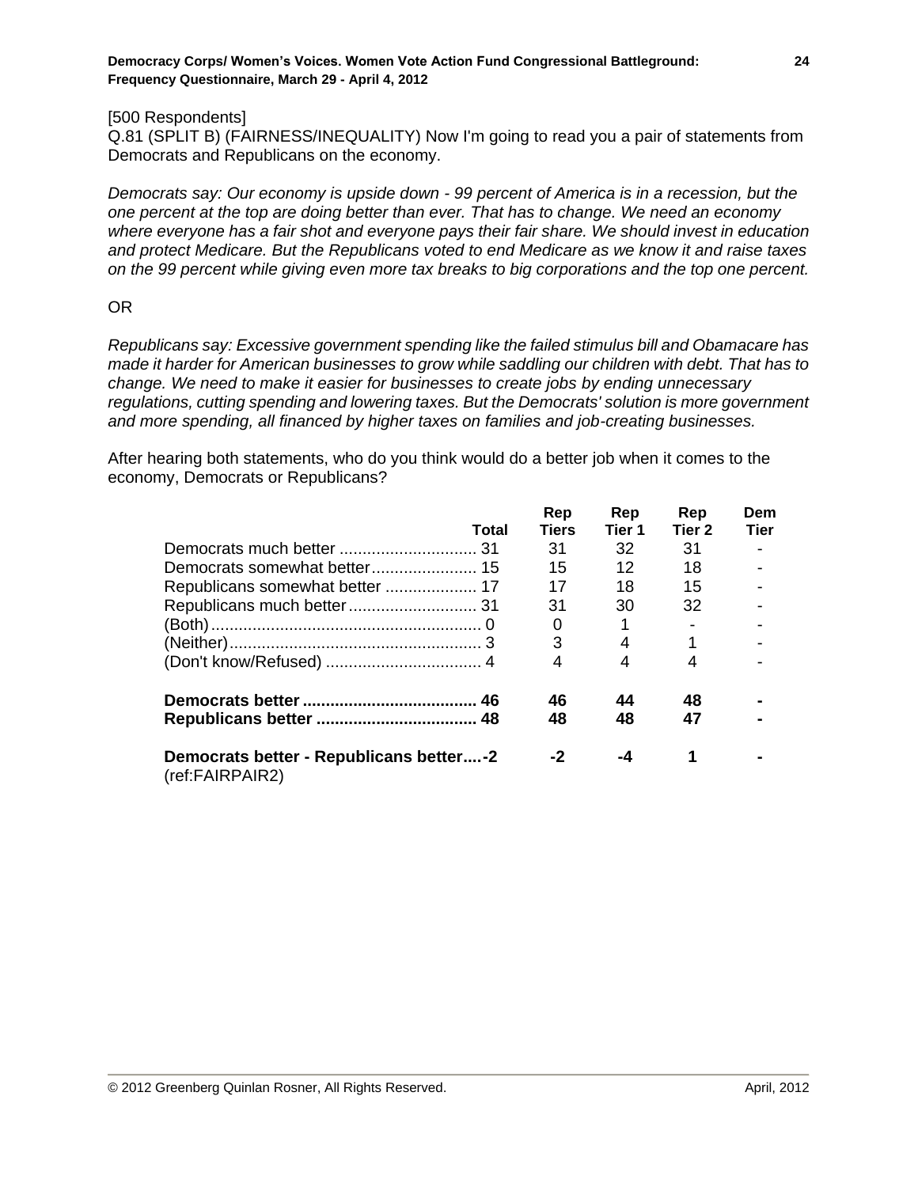[500 Respondents]
Q.81 (SPLIT B) (FAIRNESS/INEQUALITY) Now I'm going to read you a pair of statements from Democrats and Republicans on the economy.

*Democrats say: Our economy is upside down - 99 percent of America is in a recession, but the one percent at the top are doing better than ever. That has to change. We need an economy where everyone has a fair shot and everyone pays their fair share. We should invest in education and protect Medicare. But the Republicans voted to end Medicare as we know it and raise taxes on the 99 percent while giving even more tax breaks to big corporations and the top one percent.*

OR

*Republicans say: Excessive government spending like the failed stimulus bill and Obamacare has made it harder for American businesses to grow while saddling our children with debt. That has to change. We need to make it easier for businesses to create jobs by ending unnecessary regulations, cutting spending and lowering taxes. But the Democrats' solution is more government and more spending, all financed by higher taxes on families and job-creating businesses.*

After hearing both statements, who do you think would do a better job when it comes to the economy, Democrats or Republicans?

| | Total | Rep Tiers | Rep Tier 1 | Rep Tier 2 | Dem Tier |
|---|---|---|---|---|---|
| Democrats much better | 31 | 31 | 32 | 31 | - |
| Democrats somewhat better | 15 | 15 | 12 | 18 | - |
| Republicans somewhat better | 17 | 17 | 18 | 15 | - |
| Republicans much better | 31 | 31 | 30 | 32 | - |
| (Both) | 0 | 0 | 1 | - | - |
| (Neither) | 3 | 3 | 4 | 1 | - |
| (Don't know/Refused) | 4 | 4 | 4 | 4 | - |
| **Democrats better** | **46** | **46** | **44** | **48** | **-** |
| **Republicans better** | **48** | **48** | **48** | **47** | **-** |
| **Democrats better - Republicans better** | **-2** | **-2** | **-4** | **1** | **-** |

(ref:FAIRPAIR2)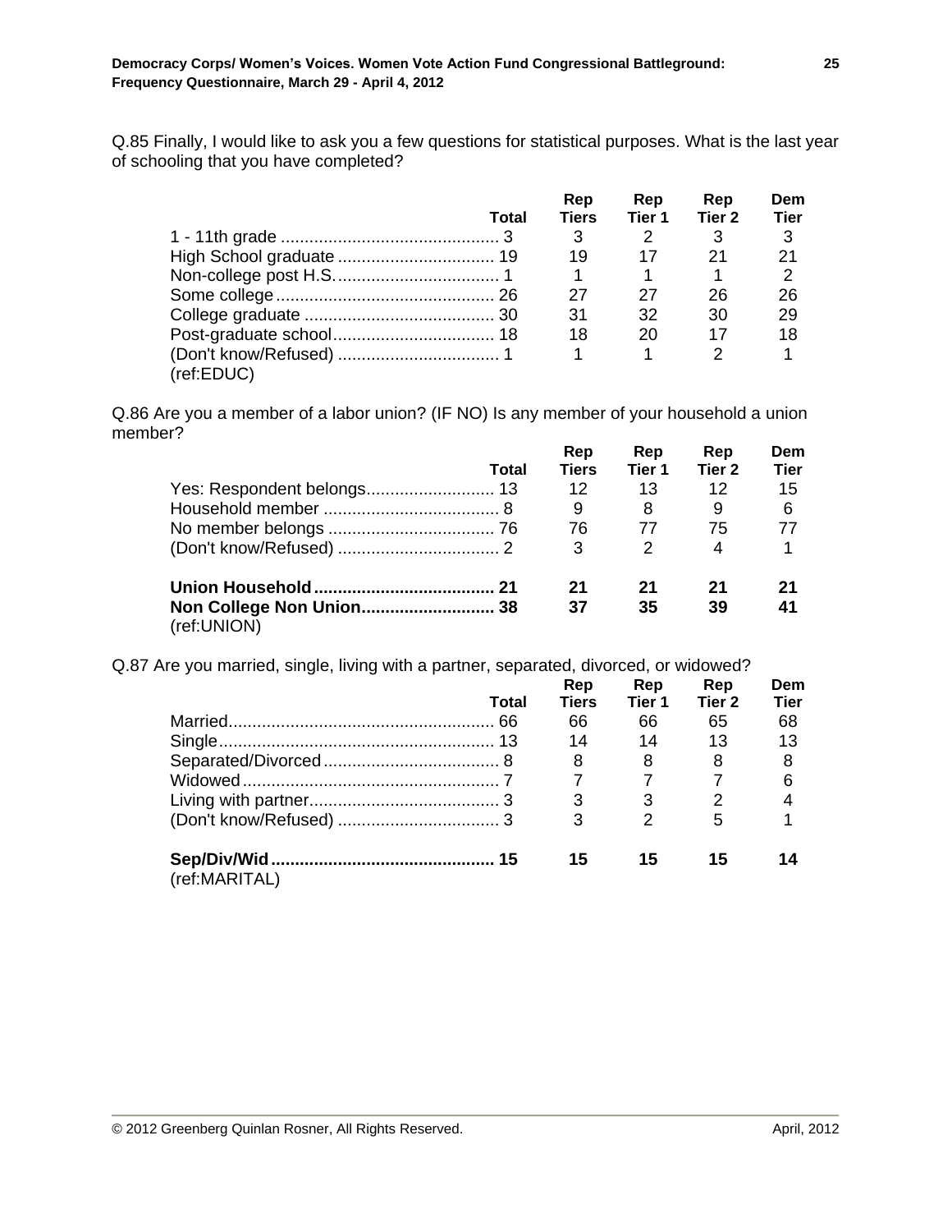Q.85 Finally, I would like to ask you a few questions for statistical purposes. What is the last year of schooling that you have completed?

| | Total | Rep Tiers | Rep Tier 1 | Rep Tier 2 | Dem Tier |
|---|---|---|---|---|---|
| 1 - 11th grade | 3 | 3 | 2 | 3 | 3 |
| High School graduate | 19 | 19 | 17 | 21 | 21 |
| Non-college post H.S. | 1 | 1 | 1 | 1 | 2 |
| Some college | 26 | 27 | 27 | 26 | 26 |
| College graduate | 30 | 31 | 32 | 30 | 29 |
| Post-graduate school | 18 | 18 | 20 | 17 | 18 |
| (Don't know/Refused) | 1 | 1 | 1 | 2 | 1 |

(ref:EDUC)

Q.86 Are you a member of a labor union? (IF NO) Is any member of your household a union member?

| | Total | Rep Tiers | Rep Tier 1 | Rep Tier 2 | Dem Tier |
|---|---|---|---|---|---|
| Yes: Respondent belongs | 13 | 12 | 13 | 12 | 15 |
| Household member | 8 | 9 | 8 | 9 | 6 |
| No member belongs | 76 | 76 | 77 | 75 | 77 |
| (Don't know/Refused) | 2 | 3 | 2 | 4 | 1 |
| **Union Household** | **21** | **21** | **21** | **21** | **21** |
| **Non College Non Union** | **38** | **37** | **35** | **39** | **41** |

(ref:UNION)

Q.87 Are you married, single, living with a partner, separated, divorced, or widowed?

| | Total | Rep Tiers | Rep Tier 1 | Rep Tier 2 | Dem Tier |
|---|---|---|---|---|---|
| Married | 66 | 66 | 66 | 65 | 68 |
| Single | 13 | 14 | 14 | 13 | 13 |
| Separated/Divorced | 8 | 8 | 8 | 8 | 8 |
| Widowed | 7 | 7 | 7 | 7 | 6 |
| Living with partner | 3 | 3 | 3 | 2 | 4 |
| (Don't know/Refused) | 3 | 3 | 2 | 5 | 1 |
| **Sep/Div/Wid** | **15** | **15** | **15** | **15** | **14** |

(ref:MARITAL)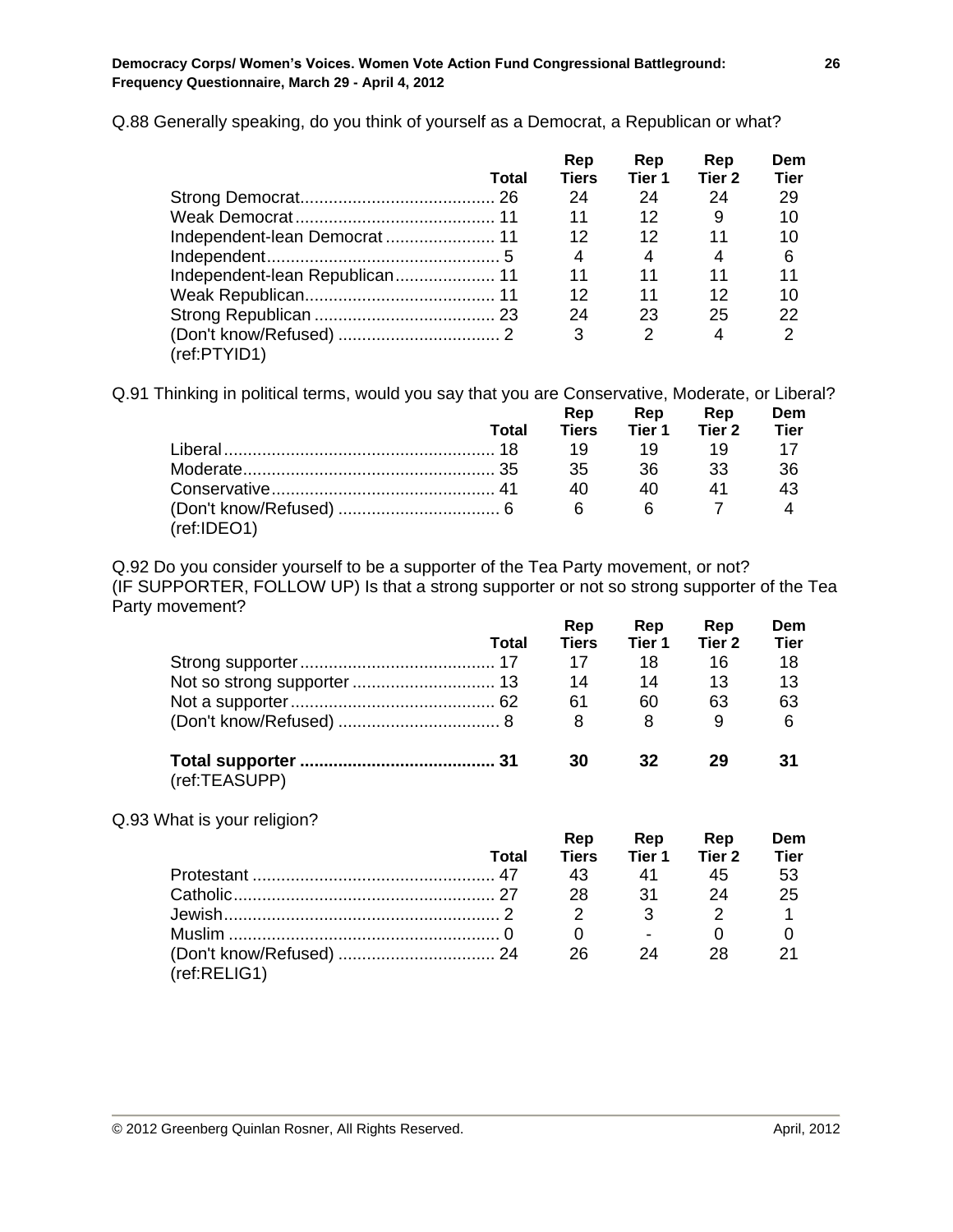Q.88 Generally speaking, do you think of yourself as a Democrat, a Republican or what?

| | Total | Rep Tiers | Rep Tier 1 | Rep Tier 2 | Dem Tier |
|---|---|---|---|---|---|
| Strong Democrat | 26 | 24 | 24 | 24 | 29 |
| Weak Democrat | 11 | 11 | 12 | 9 | 10 |
| Independent-lean Democrat | 11 | 12 | 12 | 11 | 10 |
| Independent | 5 | 4 | 4 | 4 | 6 |
| Independent-lean Republican | 11 | 11 | 11 | 11 | 11 |
| Weak Republican | 11 | 12 | 11 | 12 | 10 |
| Strong Republican | 23 | 24 | 23 | 25 | 22 |
| (Don't know/Refused) | 2 | 3 | 2 | 4 | 2 |

(ref:PTYID1)

Q.91 Thinking in political terms, would you say that you are Conservative, Moderate, or Liberal?

| | Total | Rep Tiers | Rep Tier 1 | Rep Tier 2 | Dem Tier |
|---|---|---|---|---|---|
| Liberal | 18 | 19 | 19 | 19 | 17 |
| Moderate | 35 | 35 | 36 | 33 | 36 |
| Conservative | 41 | 40 | 40 | 41 | 43 |
| (Don't know/Refused) | 6 | 6 | 6 | 7 | 4 |

(ref:IDEO1)

Q.92 Do you consider yourself to be a supporter of the Tea Party movement, or not?
(IF SUPPORTER, FOLLOW UP) Is that a strong supporter or not so strong supporter of the Tea Party movement?

| | Total | Rep Tiers | Rep Tier 1 | Rep Tier 2 | Dem Tier |
|---|---|---|---|---|---|
| Strong supporter | 17 | 17 | 18 | 16 | 18 |
| Not so strong supporter | 13 | 14 | 14 | 13 | 13 |
| Not a supporter | 62 | 61 | 60 | 63 | 63 |
| (Don't know/Refused) | 8 | 8 | 8 | 9 | 6 |
| **Total supporter** | **31** | **30** | **32** | **29** | **31** |

(ref:TEASUPP)

Q.93 What is your religion?

| | Total | Rep Tiers | Rep Tier 1 | Rep Tier 2 | Dem Tier |
|---|---|---|---|---|---|
| Protestant | 47 | 43 | 41 | 45 | 53 |
| Catholic | 27 | 28 | 31 | 24 | 25 |
| Jewish | 2 | 2 | 3 | 2 | 1 |
| Muslim | 0 | 0 | - | 0 | 0 |
| (Don't know/Refused) | 24 | 26 | 24 | 28 | 21 |

(ref:RELIG1)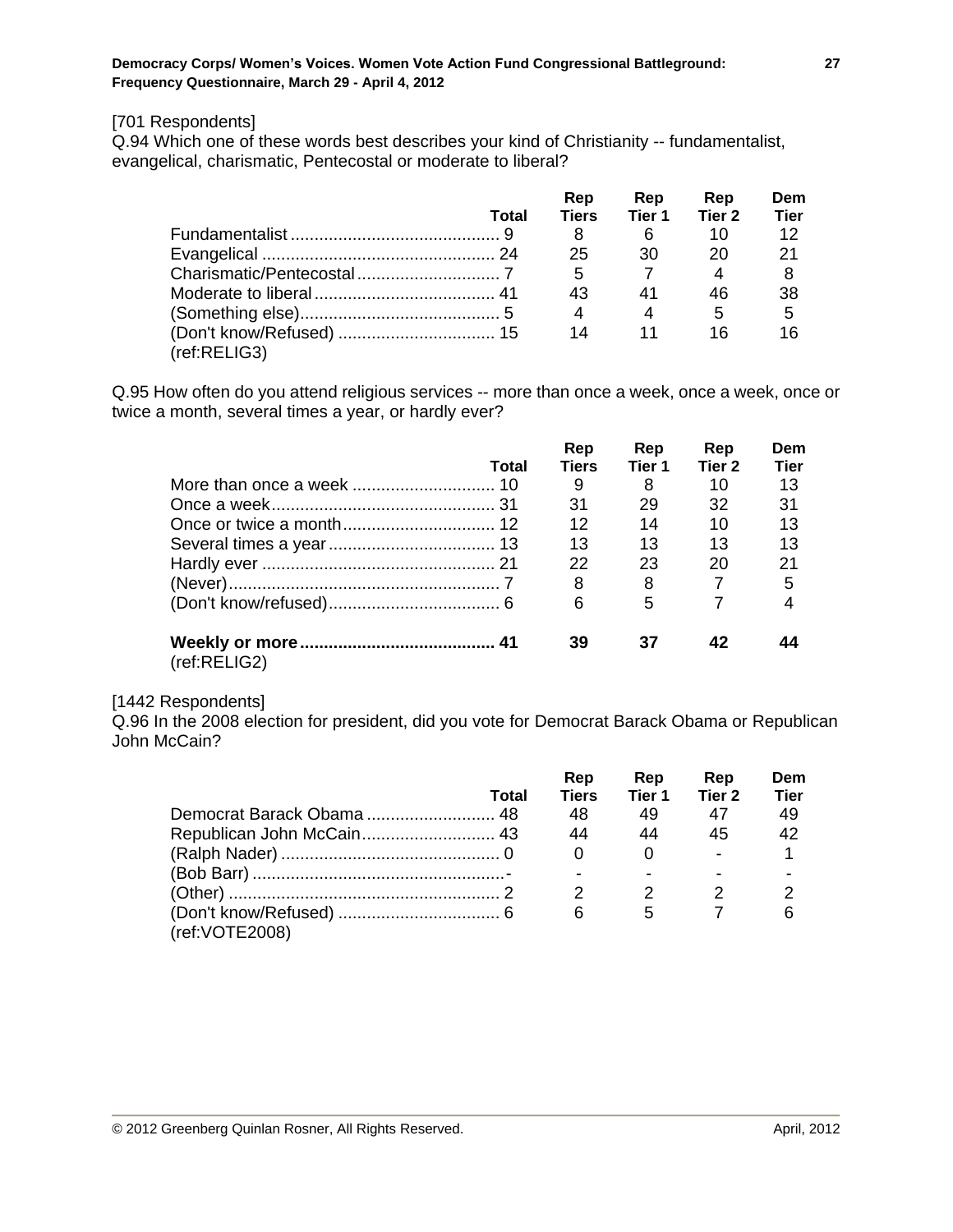[701 Respondents]

Q.94 Which one of these words best describes your kind of Christianity -- fundamentalist, evangelical, charismatic, Pentecostal or moderate to liberal?

| | Total | Rep Tiers | Rep Tier 1 | Rep Tier 2 | Dem Tier |
|---|---|---|---|---|---|
| Fundamentalist | 9 | 8 | 6 | 10 | 12 |
| Evangelical | 24 | 25 | 30 | 20 | 21 |
| Charismatic/Pentecostal | 7 | 5 | 7 | 4 | 8 |
| Moderate to liberal | 41 | 43 | 41 | 46 | 38 |
| (Something else) | 5 | 4 | 4 | 5 | 5 |
| (Don't know/Refused) | 15 | 14 | 11 | 16 | 16 |

(ref:RELIG3)

Q.95 How often do you attend religious services -- more than once a week, once a week, once or twice a month, several times a year, or hardly ever?

| | Total | Rep Tiers | Rep Tier 1 | Rep Tier 2 | Dem Tier |
|---|---|---|---|---|---|
| More than once a week | 10 | 9 | 8 | 10 | 13 |
| Once a week | 31 | 31 | 29 | 32 | 31 |
| Once or twice a month | 12 | 12 | 14 | 10 | 13 |
| Several times a year | 13 | 13 | 13 | 13 | 13 |
| Hardly ever | 21 | 22 | 23 | 20 | 21 |
| (Never) | 7 | 8 | 8 | 7 | 5 |
| (Don't know/refused) | 6 | 6 | 5 | 7 | 4 |
| **Weekly or more** | **41** | **39** | **37** | **42** | **44** |

(ref:RELIG2)

[1442 Respondents]

Q.96 In the 2008 election for president, did you vote for Democrat Barack Obama or Republican John McCain?

| | Total | Rep Tiers | Rep Tier 1 | Rep Tier 2 | Dem Tier |
|---|---|---|---|---|---|
| Democrat Barack Obama | 48 | 48 | 49 | 47 | 49 |
| Republican John McCain | 43 | 44 | 44 | 45 | 42 |
| (Ralph Nader) | 0 | 0 | 0 | - | 1 |
| (Bob Barr) | - | - | - | - | - |
| (Other) | 2 | 2 | 2 | 2 | 2 |
| (Don't know/Refused) | 6 | 6 | 5 | 7 | 6 |

(ref:VOTE2008)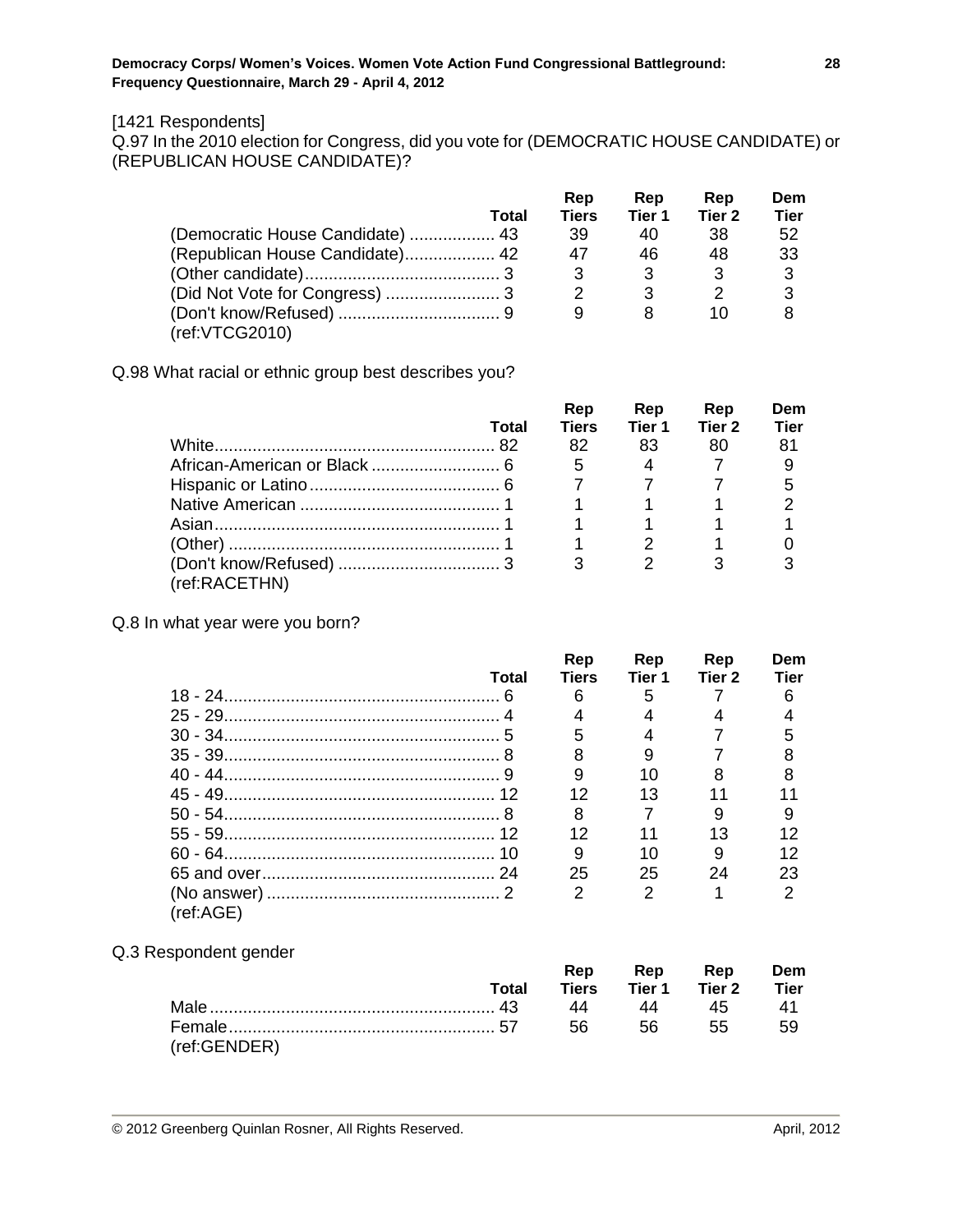[1421 Respondents]

Q.97 In the 2010 election for Congress, did you vote for (DEMOCRATIC HOUSE CANDIDATE) or (REPUBLICAN HOUSE CANDIDATE)?

| | Total | Rep Tiers | Rep Tier 1 | Rep Tier 2 | Dem Tier |
|---|---|---|---|---|---|
| (Democratic House Candidate) | 43 | 39 | 40 | 38 | 52 |
| (Republican House Candidate) | 42 | 47 | 46 | 48 | 33 |
| (Other candidate) | 3 | 3 | 3 | 3 | 3 |
| (Did Not Vote for Congress) | 3 | 2 | 3 | 2 | 3 |
| (Don't know/Refused) | 9 | 9 | 8 | 10 | 8 |

(ref:VTCG2010)

Q.98 What racial or ethnic group best describes you?

| | Total | Rep Tiers | Rep Tier 1 | Rep Tier 2 | Dem Tier |
|---|---|---|---|---|---|
| White | 82 | 82 | 83 | 80 | 81 |
| African-American or Black | 6 | 5 | 4 | 7 | 9 |
| Hispanic or Latino | 6 | 7 | 7 | 7 | 5 |
| Native American | 1 | 1 | 1 | 1 | 2 |
| Asian | 1 | 1 | 1 | 1 | 1 |
| (Other) | 1 | 1 | 2 | 1 | 0 |
| (Don't know/Refused) | 3 | 3 | 2 | 3 | 3 |

(ref:RACETHN)

Q.8 In what year were you born?

| | Total | Rep Tiers | Rep Tier 1 | Rep Tier 2 | Dem Tier |
|---|---|---|---|---|---|
| 18 - 24 | 6 | 6 | 5 | 7 | 6 |
| 25 - 29 | 4 | 4 | 4 | 4 | 4 |
| 30 - 34 | 5 | 5 | 4 | 7 | 5 |
| 35 - 39 | 8 | 8 | 9 | 7 | 8 |
| 40 - 44 | 9 | 9 | 10 | 8 | 8 |
| 45 - 49 | 12 | 12 | 13 | 11 | 11 |
| 50 - 54 | 8 | 8 | 7 | 9 | 9 |
| 55 - 59 | 12 | 12 | 11 | 13 | 12 |
| 60 - 64 | 10 | 9 | 10 | 9 | 12 |
| 65 and over | 24 | 25 | 25 | 24 | 23 |
| (No answer) | 2 | 2 | 2 | 1 | 2 |

(ref:AGE)

Q.3 Respondent gender

| | Total | Rep Tiers | Rep Tier 1 | Rep Tier 2 | Dem Tier |
|---|---|---|---|---|---|
| Male | 43 | 44 | 44 | 45 | 41 |
| Female | 57 | 56 | 56 | 55 | 59 |

(ref:GENDER)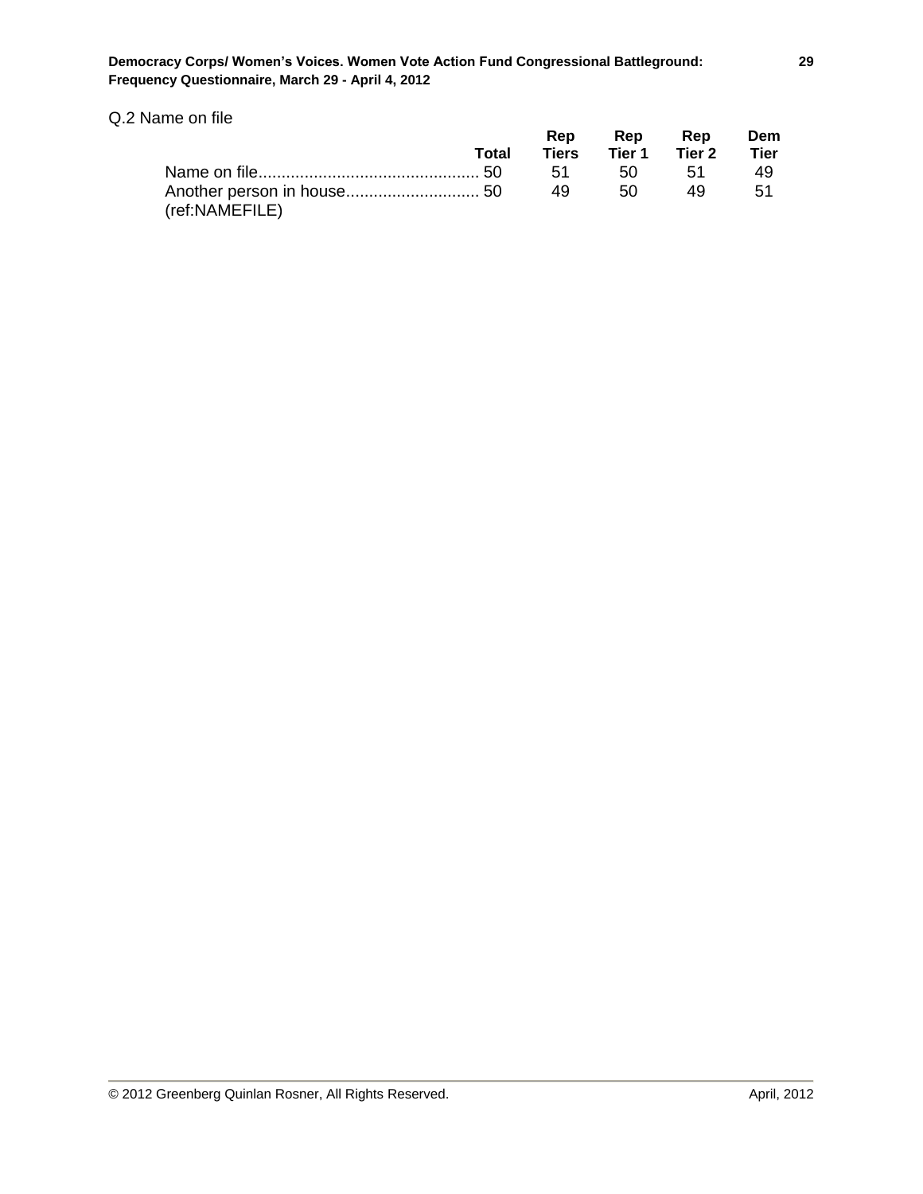Q.2 Name on file

| | Total | Rep Tiers | Rep Tier 1 | Rep Tier 2 | Dem Tier |
|---|---|---|---|---|---|
| Name on file | 50 | 51 | 50 | 51 | 49 |
| Another person in house | 50 | 49 | 50 | 49 | 51 |

(ref:NAMEFILE)